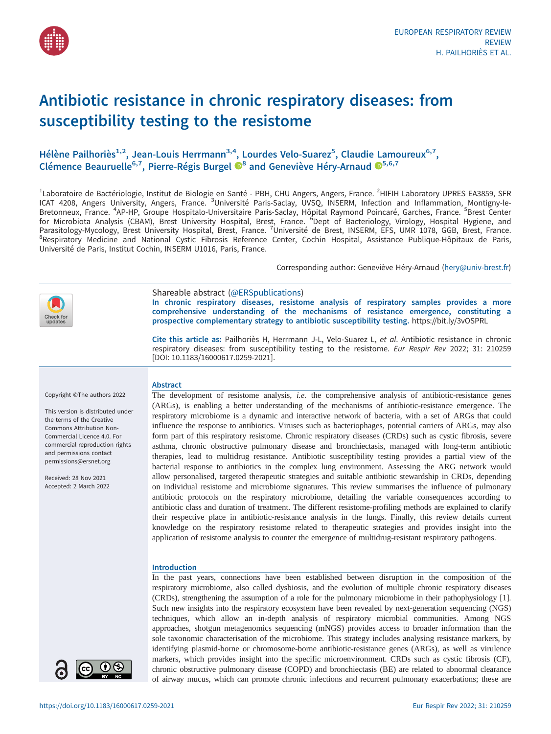# Antibiotic resistance in chronic respiratory diseases: from susceptibility testing to the resistome

Hélène Pailhoriès[1,2], Jean-Louis Herrmann[3,4], Lourdes Velo-Suarez[5], Claudie Lamoureux[6,7], Clémence Beauruelle[6,7], Pierre-Régis Burgel[8] and Geneviève Héry-Arnaud[5,6,7]

[1]Laboratoire de Bactériologie, Institut de Biologie en Santé - PBH, CHU Angers, Angers, France. [2]HIFIH Laboratory UPRES EA3859, SFR ICAT 4208, Angers University, Angers, France. [3]Université Paris-Saclay, UVSQ, INSERM, Infection and Inflammation, Montigny-le-Bretonneux, France. [4]AP-HP, Groupe Hospitalo-Universitaire Paris-Saclay, Hôpital Raymond Poincaré, Garches, France. [5]Brest Center for Microbiota Analysis (CBAM), Brest University Hospital, Brest, France. [6]Dept of Bacteriology, Virology, Hospital Hygiene, and Parasitology-Mycology, Brest University Hospital, Brest, France. [7]Université de Brest, INSERM, EFS, UMR 1078, GGB, Brest, France. [8]Respiratory Medicine and National Cystic Fibrosis Reference Center, Cochin Hospital, Assistance Publique-Hôpitaux de Paris, Université de Paris, Institut Cochin, INSERM U1016, Paris, France.

Corresponding author: Geneviève Héry-Arnaud (hery@univ-brest.fr)

Shareable abstract (@ERSpublications)

**In chronic respiratory diseases, resistome analysis of respiratory samples provides a more comprehensive understanding of the mechanisms of resistance emergence, constituting a prospective complementary strategy to antibiotic susceptibility testing.** https://bit.ly/3vOSPRL

**Cite this article as:** Pailhoriès H, Herrmann J-L, Velo-Suarez L, *et al*. Antibiotic resistance in chronic respiratory diseases: from susceptibility testing to the resistome. *Eur Respir Rev* 2022; 31: 210259 [DOI: 10.1183/16000617.0259-2021].

Copyright ©The authors 2022

This version is distributed under the terms of the Creative Commons Attribution Non-Commercial Licence 4.0. For commercial reproduction rights and permissions contact permissions@ersnet.org

Received: 28 Nov 2021
Accepted: 2 March 2022

## Abstract

The development of resistome analysis, *i.e.* the comprehensive analysis of antibiotic-resistance genes (ARGs), is enabling a better understanding of the mechanisms of antibiotic-resistance emergence. The respiratory microbiome is a dynamic and interactive network of bacteria, with a set of ARGs that could influence the response to antibiotics. Viruses such as bacteriophages, potential carriers of ARGs, may also form part of this respiratory resistome. Chronic respiratory diseases (CRDs) such as cystic fibrosis, severe asthma, chronic obstructive pulmonary disease and bronchiectasis, managed with long-term antibiotic therapies, lead to multidrug resistance. Antibiotic susceptibility testing provides a partial view of the bacterial response to antibiotics in the complex lung environment. Assessing the ARG network would allow personalised, targeted therapeutic strategies and suitable antibiotic stewardship in CRDs, depending on individual resistome and microbiome signatures. This review summarises the influence of pulmonary antibiotic protocols on the respiratory microbiome, detailing the variable consequences according to antibiotic class and duration of treatment. The different resistome-profiling methods are explained to clarify their respective place in antibiotic-resistance analysis in the lungs. Finally, this review details current knowledge on the respiratory resistome related to therapeutic strategies and provides insight into the application of resistome analysis to counter the emergence of multidrug-resistant respiratory pathogens.

## Introduction

In the past years, connections have been established between disruption in the composition of the respiratory microbiome, also called dysbiosis, and the evolution of multiple chronic respiratory diseases (CRDs), strengthening the assumption of a role for the pulmonary microbiome in their pathophysiology [1]. Such new insights into the respiratory ecosystem have been revealed by next-generation sequencing (NGS) techniques, which allow an in-depth analysis of respiratory microbial communities. Among NGS approaches, shotgun metagenomics sequencing (mNGS) provides access to broader information than the sole taxonomic characterisation of the microbiome. This strategy includes analysing resistance markers, by identifying plasmid-borne or chromosome-borne antibiotic-resistance genes (ARGs), as well as virulence markers, which provides insight into the specific microenvironment. CRDs such as cystic fibrosis (CF), chronic obstructive pulmonary disease (COPD) and bronchiectasis (BE) are related to abnormal clearance of airway mucus, which can promote chronic infections and recurrent pulmonary exacerbations; these are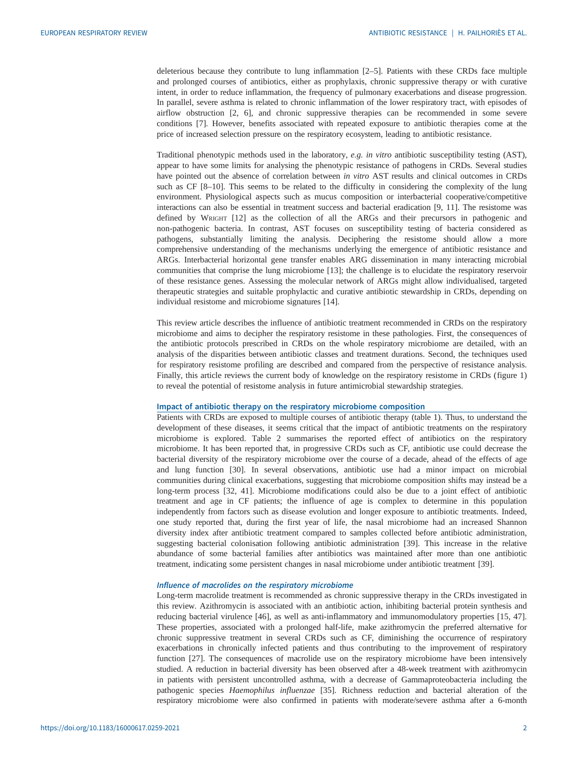deleterious because they contribute to lung inflammation [2–5]. Patients with these CRDs face multiple and prolonged courses of antibiotics, either as prophylaxis, chronic suppressive therapy or with curative intent, in order to reduce inflammation, the frequency of pulmonary exacerbations and disease progression. In parallel, severe asthma is related to chronic inflammation of the lower respiratory tract, with episodes of airflow obstruction [2, 6], and chronic suppressive therapies can be recommended in some severe conditions [7]. However, benefits associated with repeated exposure to antibiotic therapies come at the price of increased selection pressure on the respiratory ecosystem, leading to antibiotic resistance.

Traditional phenotypic methods used in the laboratory, *e.g. in vitro* antibiotic susceptibility testing (AST), appear to have some limits for analysing the phenotypic resistance of pathogens in CRDs. Several studies have pointed out the absence of correlation between *in vitro* AST results and clinical outcomes in CRDs such as CF [8–10]. This seems to be related to the difficulty in considering the complexity of the lung environment. Physiological aspects such as mucus composition or interbacterial cooperative/competitive interactions can also be essential in treatment success and bacterial eradication [9, 11]. The resistome was defined by Wright [12] as the collection of all the ARGs and their precursors in pathogenic and non-pathogenic bacteria. In contrast, AST focuses on susceptibility testing of bacteria considered as pathogens, substantially limiting the analysis. Deciphering the resistome should allow a more comprehensive understanding of the mechanisms underlying the emergence of antibiotic resistance and ARGs. Interbacterial horizontal gene transfer enables ARG dissemination in many interacting microbial communities that comprise the lung microbiome [13]; the challenge is to elucidate the respiratory reservoir of these resistance genes. Assessing the molecular network of ARGs might allow individualised, targeted therapeutic strategies and suitable prophylactic and curative antibiotic stewardship in CRDs, depending on individual resistome and microbiome signatures [14].

This review article describes the influence of antibiotic treatment recommended in CRDs on the respiratory microbiome and aims to decipher the respiratory resistome in these pathologies. First, the consequences of the antibiotic protocols prescribed in CRDs on the whole respiratory microbiome are detailed, with an analysis of the disparities between antibiotic classes and treatment durations. Second, the techniques used for respiratory resistome profiling are described and compared from the perspective of resistance analysis. Finally, this article reviews the current body of knowledge on the respiratory resistome in CRDs (figure 1) to reveal the potential of resistome analysis in future antimicrobial stewardship strategies.

## Impact of antibiotic therapy on the respiratory microbiome composition

Patients with CRDs are exposed to multiple courses of antibiotic therapy (table 1). Thus, to understand the development of these diseases, it seems critical that the impact of antibiotic treatments on the respiratory microbiome is explored. Table 2 summarises the reported effect of antibiotics on the respiratory microbiome. It has been reported that, in progressive CRDs such as CF, antibiotic use could decrease the bacterial diversity of the respiratory microbiome over the course of a decade, ahead of the effects of age and lung function [30]. In several observations, antibiotic use had a minor impact on microbial communities during clinical exacerbations, suggesting that microbiome composition shifts may instead be a long-term process [32, 41]. Microbiome modifications could also be due to a joint effect of antibiotic treatment and age in CF patients; the influence of age is complex to determine in this population independently from factors such as disease evolution and longer exposure to antibiotic treatments. Indeed, one study reported that, during the first year of life, the nasal microbiome had an increased Shannon diversity index after antibiotic treatment compared to samples collected before antibiotic administration, suggesting bacterial colonisation following antibiotic administration [39]. This increase in the relative abundance of some bacterial families after antibiotics was maintained after more than one antibiotic treatment, indicating some persistent changes in nasal microbiome under antibiotic treatment [39].

### *Influence of macrolides on the respiratory microbiome*

Long-term macrolide treatment is recommended as chronic suppressive therapy in the CRDs investigated in this review. Azithromycin is associated with an antibiotic action, inhibiting bacterial protein synthesis and reducing bacterial virulence [46], as well as anti-inflammatory and immunomodulatory properties [15, 47]. These properties, associated with a prolonged half-life, make azithromycin the preferred alternative for chronic suppressive treatment in several CRDs such as CF, diminishing the occurrence of respiratory exacerbations in chronically infected patients and thus contributing to the improvement of respiratory function [27]. The consequences of macrolide use on the respiratory microbiome have been intensively studied. A reduction in bacterial diversity has been observed after a 48-week treatment with azithromycin in patients with persistent uncontrolled asthma, with a decrease of Gammaproteobacteria including the pathogenic species *Haemophilus influenzae* [35]. Richness reduction and bacterial alteration of the respiratory microbiome were also confirmed in patients with moderate/severe asthma after a 6-month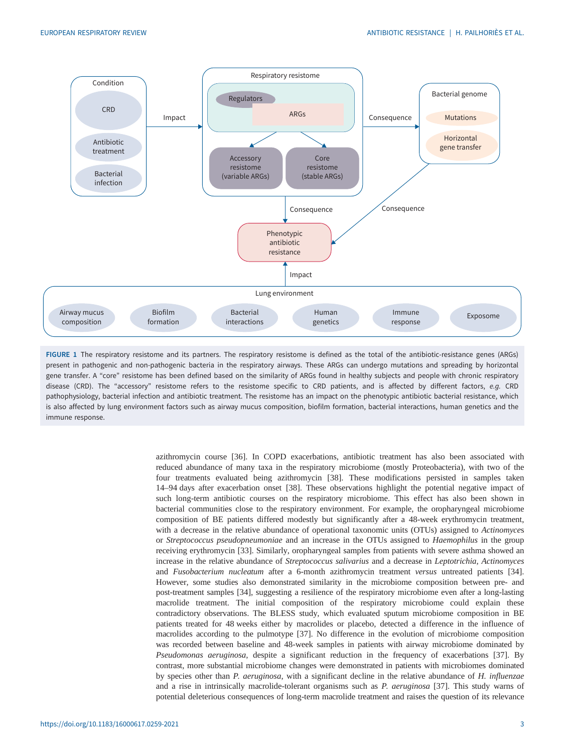FIGURE 1 The respiratory resistome and its partners. The respiratory resistome is defined as the total of the antibiotic-resistance genes (ARGs) present in pathogenic and non-pathogenic bacteria in the respiratory airways. These ARGs can undergo mutations and spreading by horizontal gene transfer. A "core" resistome has been defined based on the similarity of ARGs found in healthy subjects and people with chronic respiratory disease (CRD). The "accessory" resistome refers to the resistome specific to CRD patients, and is affected by different factors, *e.g.* CRD pathophysiology, bacterial infection and antibiotic treatment. The resistome has an impact on the phenotypic antibiotic bacterial resistance, which is also affected by lung environment factors such as airway mucus composition, biofilm formation, bacterial interactions, human genetics and the immune response.

azithromycin course [36]. In COPD exacerbations, antibiotic treatment has also been associated with reduced abundance of many taxa in the respiratory microbiome (mostly Proteobacteria), with two of the four treatments evaluated being azithromycin [38]. These modifications persisted in samples taken 14–94 days after exacerbation onset [38]. These observations highlight the potential negative impact of such long-term antibiotic courses on the respiratory microbiome. This effect has also been shown in bacterial communities close to the respiratory environment. For example, the oropharyngeal microbiome composition of BE patients differed modestly but significantly after a 48-week erythromycin treatment, with a decrease in the relative abundance of operational taxonomic units (OTUs) assigned to *Actinomyces* or *Streptococcus pseudopneumoniae* and an increase in the OTUs assigned to *Haemophilus* in the group receiving erythromycin [33]. Similarly, oropharyngeal samples from patients with severe asthma showed an increase in the relative abundance of *Streptococcus salivarius* and a decrease in *Leptotrichia, Actinomyces* and *Fusobacterium nucleatum* after a 6-month azithromycin treatment *versus* untreated patients [34]. However, some studies also demonstrated similarity in the microbiome composition between pre- and post-treatment samples [34], suggesting a resilience of the respiratory microbiome even after a long-lasting macrolide treatment. The initial composition of the respiratory microbiome could explain these contradictory observations. The BLESS study, which evaluated sputum microbiome composition in BE patients treated for 48 weeks either by macrolides or placebo, detected a difference in the influence of macrolides according to the pulmotype [37]. No difference in the evolution of microbiome composition was recorded between baseline and 48-week samples in patients with airway microbiome dominated by *Pseudomonas aeruginosa*, despite a significant reduction in the frequency of exacerbations [37]. By contrast, more substantial microbiome changes were demonstrated in patients with microbiomes dominated by species other than *P. aeruginosa*, with a significant decline in the relative abundance of *H. influenzae* and a rise in intrinsically macrolide-tolerant organisms such as *P. aeruginosa* [37]. This study warns of potential deleterious consequences of long-term macrolide treatment and raises the question of its relevance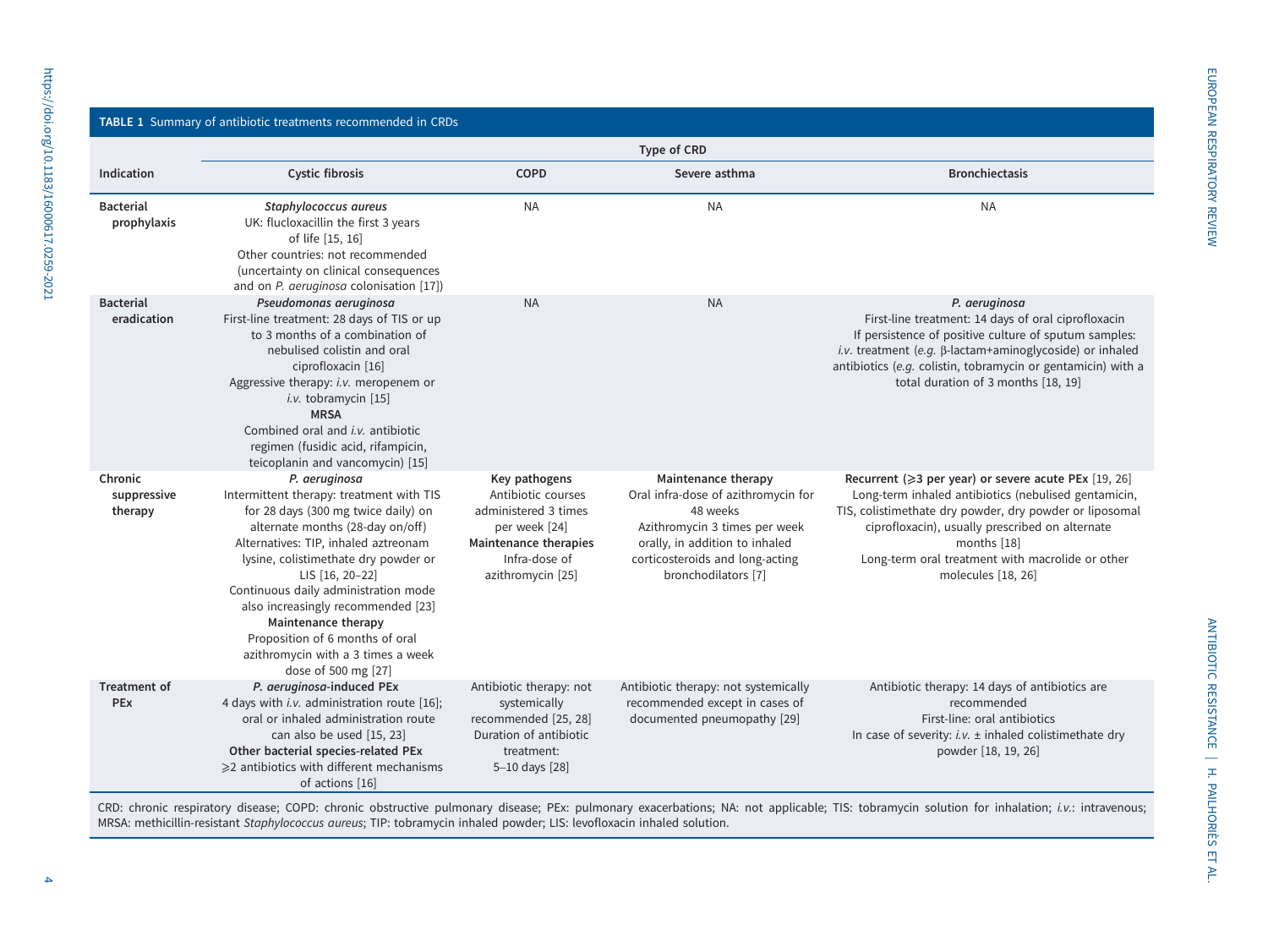**TABLE 1** Summary of antibiotic treatments recommended in CRDs

| Indication | Type of CRD | | | |
|---|---|---|---|---|
| | **Cystic fibrosis** | **COPD** | **Severe asthma** | **Bronchiectasis** |
| **Bacterial prophylaxis** | ***Staphylococcus aureus***<br>UK: flucloxacillin the first 3 years of life [15, 16]<br>Other countries: not recommended (uncertainty on clinical consequences and on *P. aeruginosa* colonisation [17]) | NA | NA | NA |
| **Bacterial eradication** | ***Pseudomonas aeruginosa***<br>First-line treatment: 28 days of TIS or up to 3 months of a combination of nebulised colistin and oral ciprofloxacin [16]<br>Aggressive therapy: *i.v.* meropenem or *i.v.* tobramycin [15]<br>**MRSA**<br>Combined oral and *i.v.* antibiotic regimen (fusidic acid, rifampicin, teicoplanin and vancomycin) [15] | NA | NA | ***P. aeruginosa***<br>First-line treatment: 14 days of oral ciprofloxacin<br>If persistence of positive culture of sputum samples: *i.v.* treatment (*e.g.* β-lactam+aminoglycoside) or inhaled antibiotics (*e.g.* colistin, tobramycin or gentamicin) with a total duration of 3 months [18, 19] |
| **Chronic suppressive therapy** | ***P. aeruginosa***<br>Intermittent therapy: treatment with TIS for 28 days (300 mg twice daily) on alternate months (28-day on/off)<br>Alternatives: TIP, inhaled aztreonam lysine, colistimethate dry powder or LIS [16, 20–22]<br>Continuous daily administration mode also increasingly recommended [23]<br>**Maintenance therapy**<br>Proposition of 6 months of oral azithromycin with a 3 times a week dose of 500 mg [27] | **Key pathogens**<br>Antibiotic courses administered 3 times per week [24]<br>**Maintenance therapies**<br>Infra-dose of azithromycin [25] | **Maintenance therapy**<br>Oral infra-dose of azithromycin for 48 weeks<br>Azithromycin 3 times per week orally, in addition to inhaled corticosteroids and long-acting bronchodilators [7] | **Recurrent (⩾3 per year) or severe acute PEx** [19, 26]<br>Long-term inhaled antibiotics (nebulised gentamicin, TIS, colistimethate dry powder, dry powder or liposomal ciprofloxacin), usually prescribed on alternate months [18]<br>Long-term oral treatment with macrolide or other molecules [18, 26] |
| **Treatment of PEx** | ***P. aeruginosa*-induced PEx**<br>4 days with *i.v.* administration route [16]; oral or inhaled administration route can also be used [15, 23]<br>**Other bacterial species-related PEx**<br>⩾2 antibiotics with different mechanisms of actions [16] | Antibiotic therapy: not systemically recommended [25, 28]<br>Duration of antibiotic treatment: 5–10 days [28] | Antibiotic therapy: not systemically recommended except in cases of documented pneumopathy [29] | Antibiotic therapy: 14 days of antibiotics are recommended<br>First-line: oral antibiotics<br>In case of severity: *i.v.* ± inhaled colistimethate dry powder [18, 19, 26] |

CRD: chronic respiratory disease; COPD: chronic obstructive pulmonary disease; PEx: pulmonary exacerbations; NA: not applicable; TIS: tobramycin solution for inhalation; *i.v.*: intravenous; MRSA: methicillin-resistant *Staphylococcus aureus*; TIP: tobramycin inhaled powder; LIS: levofloxacin inhaled solution.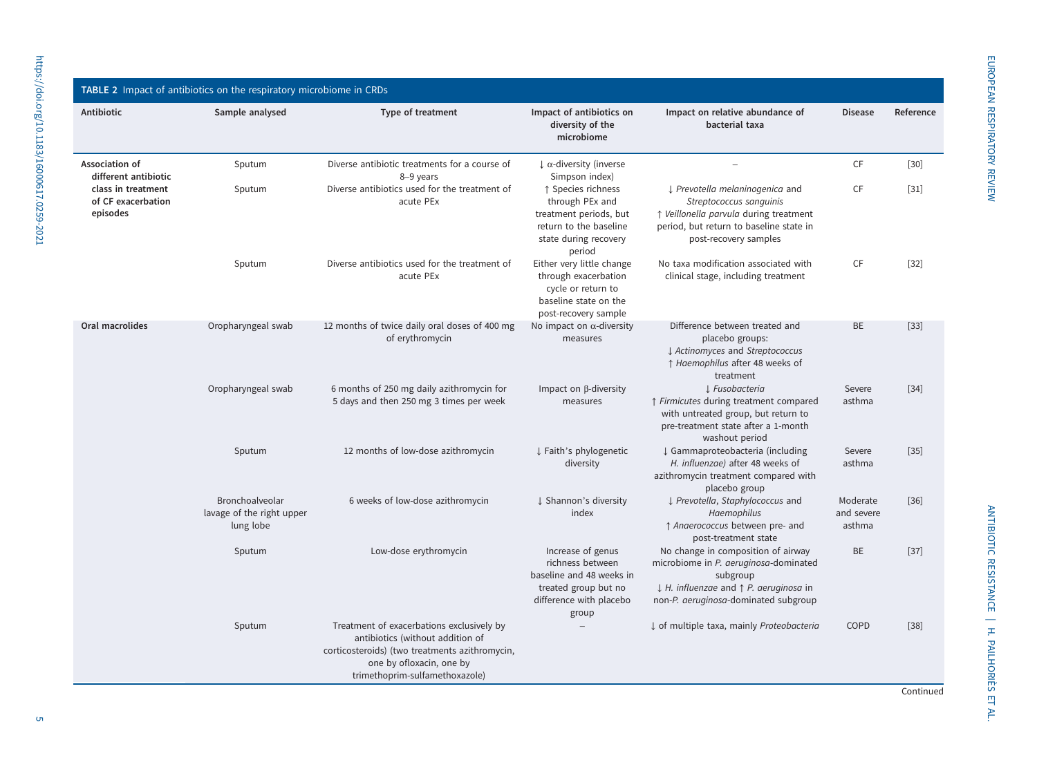**TABLE 2** Impact of antibiotics on the respiratory microbiome in CRDs

| Antibiotic | Sample analysed | Type of treatment | Impact of antibiotics on diversity of the microbiome | Impact on relative abundance of bacterial taxa | Disease | Reference |
|---|---|---|---|---|---|---|
| **Association of different antibiotic class in treatment of CF exacerbation episodes** | Sputum | Diverse antibiotic treatments for a course of 8–9 years | ↓ α-diversity (inverse Simpson index) | – | CF | [30] |
| | Sputum | Diverse antibiotics used for the treatment of acute PEx | ↑ Species richness through PEx and treatment periods, but return to the baseline state during recovery period | ↓ *Prevotella melaninogenica* and *Streptococcus sanguinis* ↑ *Veillonella parvula* during treatment period, but return to baseline state in post-recovery samples | CF | [31] |
| | Sputum | Diverse antibiotics used for the treatment of acute PEx | Either very little change through exacerbation cycle or return to baseline state on the post-recovery sample | No taxa modification associated with clinical stage, including treatment | CF | [32] |
| **Oral macrolides** | Oropharyngeal swab | 12 months of twice daily oral doses of 400 mg of erythromycin | No impact on α-diversity measures | Difference between treated and placebo groups: ↓ *Actinomyces* and *Streptococcus* ↑ *Haemophilus* after 48 weeks of treatment | BE | [33] |
| | Oropharyngeal swab | 6 months of 250 mg daily azithromycin for 5 days and then 250 mg 3 times per week | Impact on β-diversity measures | ↓ *Fusobacteria* ↑ *Firmicutes* during treatment compared with untreated group, but return to pre-treatment state after a 1-month washout period | Severe asthma | [34] |
| | Sputum | 12 months of low-dose azithromycin | ↓ Faith's phylogenetic diversity | ↓ Gammaproteobacteria (including *H. influenzae)* after 48 weeks of azithromycin treatment compared with placebo group | Severe asthma | [35] |
| | Bronchoalveolar lavage of the right upper lung lobe | 6 weeks of low-dose azithromycin | ↓ Shannon's diversity index | ↓ *Prevotella*, *Staphylococcus* and *Haemophilus* ↑ *Anaerococcus* between pre- and post-treatment state | Moderate and severe asthma | [36] |
| | Sputum | Low-dose erythromycin | Increase of genus richness between baseline and 48 weeks in treated group but no difference with placebo group | No change in composition of airway microbiome in *P. aeruginosa*-dominated subgroup ↓ *H. influenzae* and ↑ *P. aeruginosa* in non-*P. aeruginosa*-dominated subgroup | BE | [37] |
| | Sputum | Treatment of exacerbations exclusively by antibiotics (without addition of corticosteroids) (two treatments azithromycin, one by ofloxacin, one by trimethoprim-sulfamethoxazole) | – | ↓ of multiple taxa, mainly *Proteobacteria* | COPD | [38] |

Continued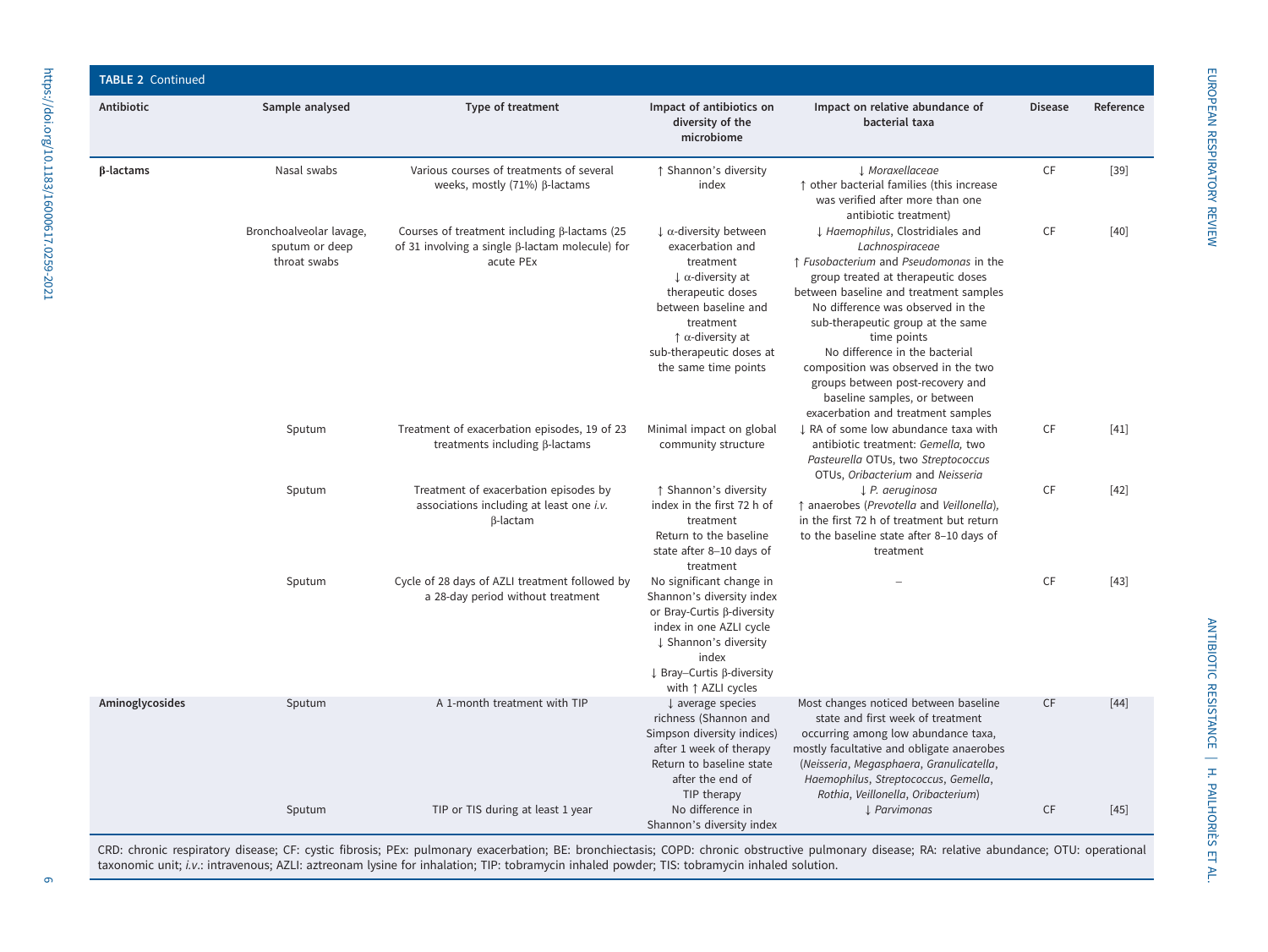**TABLE 2** Continued

| Antibiotic | Sample analysed | Type of treatment | Impact of antibiotics on diversity of the microbiome | Impact on relative abundance of bacterial taxa | Disease | Reference |
|---|---|---|---|---|---|---|
| **β-lactams** | Nasal swabs | Various courses of treatments of several weeks, mostly (71%) β-lactams | ↑ Shannon's diversity index | ↓ *Moraxellaceae*<br>↑ other bacterial families (this increase was verified after more than one antibiotic treatment) | CF | [39] |
| | Bronchoalveolar lavage, sputum or deep throat swabs | Courses of treatment including β-lactams (25 of 31 involving a single β-lactam molecule) for acute PEx | ↓ α-diversity between exacerbation and treatment<br>↓ α-diversity at therapeutic doses between baseline and treatment<br>↑ α-diversity at sub-therapeutic doses at the same time points | ↓ *Haemophilus*, Clostridiales and *Lachnospiraceae*<br>↑ *Fusobacterium* and *Pseudomonas* in the group treated at therapeutic doses between baseline and treatment samples<br>No difference was observed in the sub-therapeutic group at the same time points<br>No difference in the bacterial composition was observed in the two groups between post-recovery and baseline samples, or between exacerbation and treatment samples | CF | [40] |
| | Sputum | Treatment of exacerbation episodes, 19 of 23 treatments including β-lactams | Minimal impact on global community structure | ↓ RA of some low abundance taxa with antibiotic treatment: *Gemella,* two *Pasteurella* OTUs, two *Streptococcus* OTUs, *Oribacterium* and *Neisseria* | CF | [41] |
| | Sputum | Treatment of exacerbation episodes by associations including at least one *i.v.* β-lactam | ↑ Shannon's diversity index in the first 72 h of treatment<br>Return to the baseline state after 8–10 days of treatment | ↓ *P. aeruginosa*<br>↑ anaerobes (*Prevotella* and *Veillonella*), in the first 72 h of treatment but return to the baseline state after 8–10 days of treatment | CF | [42] |
| | Sputum | Cycle of 28 days of AZLI treatment followed by a 28-day period without treatment | No significant change in Shannon's diversity index or Bray-Curtis β-diversity index in one AZLI cycle<br>↓ Shannon's diversity index<br>↓ Bray–Curtis β-diversity with ↑ AZLI cycles | – | CF | [43] |
| **Aminoglycosides** | Sputum | A 1-month treatment with TIP | ↓ average species richness (Shannon and Simpson diversity indices) after 1 week of therapy<br>Return to baseline state after the end of TIP therapy | Most changes noticed between baseline state and first week of treatment occurring among low abundance taxa, mostly facultative and obligate anaerobes (*Neisseria*, *Megasphaera*, *Granulicatella*, *Haemophilus*, *Streptococcus*, *Gemella*, *Rothia*, *Veillonella*, *Oribacterium*) | CF | [44] |
| | Sputum | TIP or TIS during at least 1 year | No difference in Shannon's diversity index | ↓ *Parvimonas* | CF | [45] |

CRD: chronic respiratory disease; CF: cystic fibrosis; PEx: pulmonary exacerbation; BE: bronchiectasis; COPD: chronic obstructive pulmonary disease; RA: relative abundance; OTU: operational taxonomic unit; *i.v.*: intravenous; AZLI: aztreonam lysine for inhalation; TIP: tobramycin inhaled powder; TIS: tobramycin inhaled solution.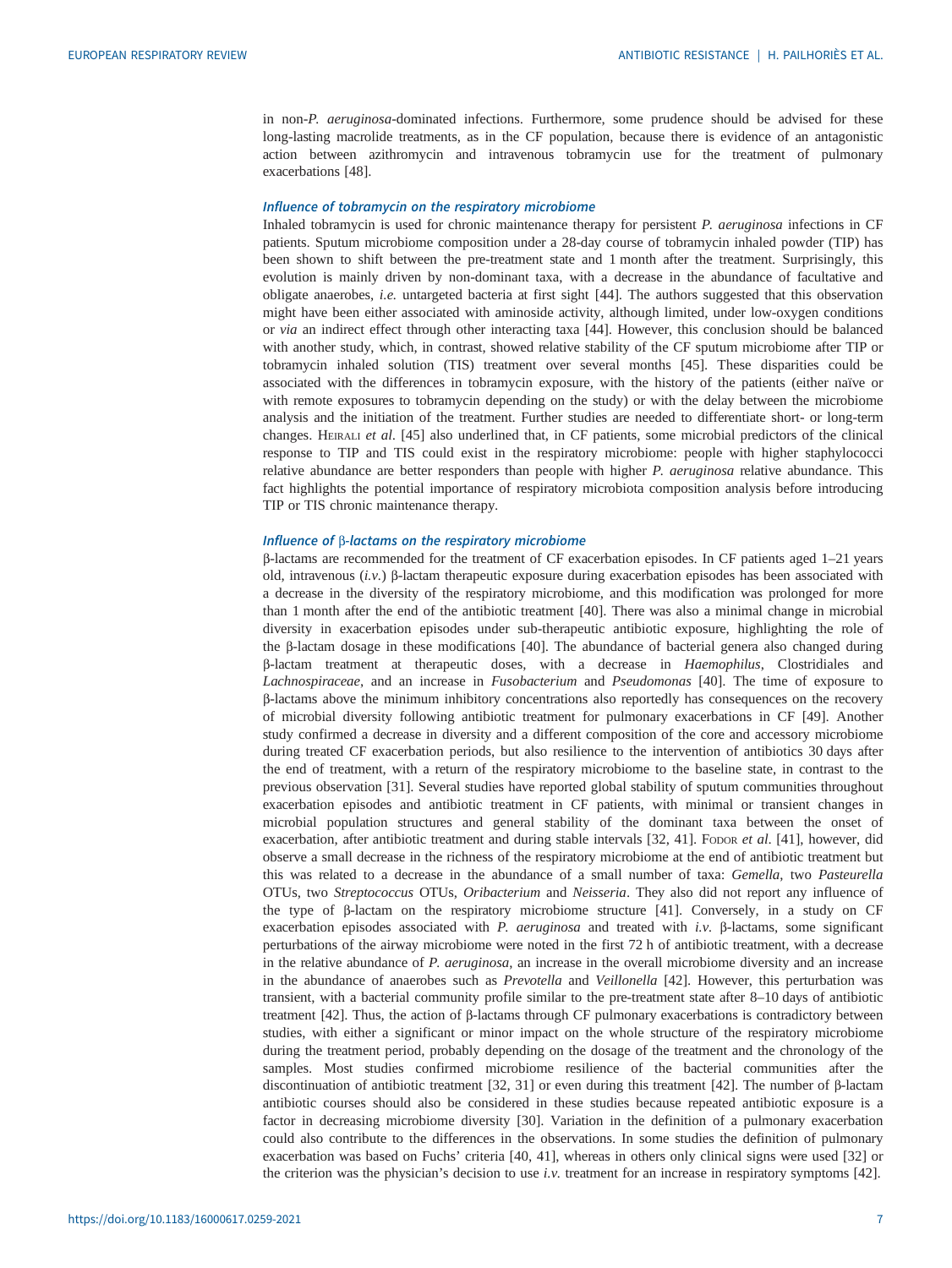in non-*P. aeruginosa*-dominated infections. Furthermore, some prudence should be advised for these long-lasting macrolide treatments, as in the CF population, because there is evidence of an antagonistic action between azithromycin and intravenous tobramycin use for the treatment of pulmonary exacerbations [48].

### *Influence of tobramycin on the respiratory microbiome*

Inhaled tobramycin is used for chronic maintenance therapy for persistent *P. aeruginosa* infections in CF patients. Sputum microbiome composition under a 28-day course of tobramycin inhaled powder (TIP) has been shown to shift between the pre-treatment state and 1 month after the treatment. Surprisingly, this evolution is mainly driven by non-dominant taxa, with a decrease in the abundance of facultative and obligate anaerobes, *i.e.* untargeted bacteria at first sight [44]. The authors suggested that this observation might have been either associated with aminoside activity, although limited, under low-oxygen conditions or *via* an indirect effect through other interacting taxa [44]. However, this conclusion should be balanced with another study, which, in contrast, showed relative stability of the CF sputum microbiome after TIP or tobramycin inhaled solution (TIS) treatment over several months [45]. These disparities could be associated with the differences in tobramycin exposure, with the history of the patients (either naïve or with remote exposures to tobramycin depending on the study) or with the delay between the microbiome analysis and the initiation of the treatment. Further studies are needed to differentiate short- or long-term changes. Heirali *et al.* [45] also underlined that, in CF patients, some microbial predictors of the clinical response to TIP and TIS could exist in the respiratory microbiome: people with higher staphylococci relative abundance are better responders than people with higher *P. aeruginosa* relative abundance. This fact highlights the potential importance of respiratory microbiota composition analysis before introducing TIP or TIS chronic maintenance therapy.

### *Influence of β-lactams on the respiratory microbiome*

β-lactams are recommended for the treatment of CF exacerbation episodes. In CF patients aged 1–21 years old, intravenous (*i.v.*) β-lactam therapeutic exposure during exacerbation episodes has been associated with a decrease in the diversity of the respiratory microbiome, and this modification was prolonged for more than 1 month after the end of the antibiotic treatment [40]. There was also a minimal change in microbial diversity in exacerbation episodes under sub-therapeutic antibiotic exposure, highlighting the role of the β-lactam dosage in these modifications [40]. The abundance of bacterial genera also changed during β-lactam treatment at therapeutic doses, with a decrease in *Haemophilus*, Clostridiales and *Lachnospiraceae*, and an increase in *Fusobacterium* and *Pseudomonas* [40]. The time of exposure to β-lactams above the minimum inhibitory concentrations also reportedly has consequences on the recovery of microbial diversity following antibiotic treatment for pulmonary exacerbations in CF [49]. Another study confirmed a decrease in diversity and a different composition of the core and accessory microbiome during treated CF exacerbation periods, but also resilience to the intervention of antibiotics 30 days after the end of treatment, with a return of the respiratory microbiome to the baseline state, in contrast to the previous observation [31]. Several studies have reported global stability of sputum communities throughout exacerbation episodes and antibiotic treatment in CF patients, with minimal or transient changes in microbial population structures and general stability of the dominant taxa between the onset of exacerbation, after antibiotic treatment and during stable intervals [32, 41]. Fodor *et al.* [41], however, did observe a small decrease in the richness of the respiratory microbiome at the end of antibiotic treatment but this was related to a decrease in the abundance of a small number of taxa: *Gemella*, two *Pasteurella* OTUs, two *Streptococcus* OTUs, *Oribacterium* and *Neisseria*. They also did not report any influence of the type of β-lactam on the respiratory microbiome structure [41]. Conversely, in a study on CF exacerbation episodes associated with *P. aeruginosa* and treated with *i.v.* β-lactams, some significant perturbations of the airway microbiome were noted in the first 72 h of antibiotic treatment, with a decrease in the relative abundance of *P. aeruginosa*, an increase in the overall microbiome diversity and an increase in the abundance of anaerobes such as *Prevotella* and *Veillonella* [42]. However, this perturbation was transient, with a bacterial community profile similar to the pre-treatment state after 8–10 days of antibiotic treatment [42]. Thus, the action of β-lactams through CF pulmonary exacerbations is contradictory between studies, with either a significant or minor impact on the whole structure of the respiratory microbiome during the treatment period, probably depending on the dosage of the treatment and the chronology of the samples. Most studies confirmed microbiome resilience of the bacterial communities after the discontinuation of antibiotic treatment [32, 31] or even during this treatment [42]. The number of β-lactam antibiotic courses should also be considered in these studies because repeated antibiotic exposure is a factor in decreasing microbiome diversity [30]. Variation in the definition of a pulmonary exacerbation could also contribute to the differences in the observations. In some studies the definition of pulmonary exacerbation was based on Fuchs' criteria [40, 41], whereas in others only clinical signs were used [32] or the criterion was the physician's decision to use *i.v.* treatment for an increase in respiratory symptoms [42].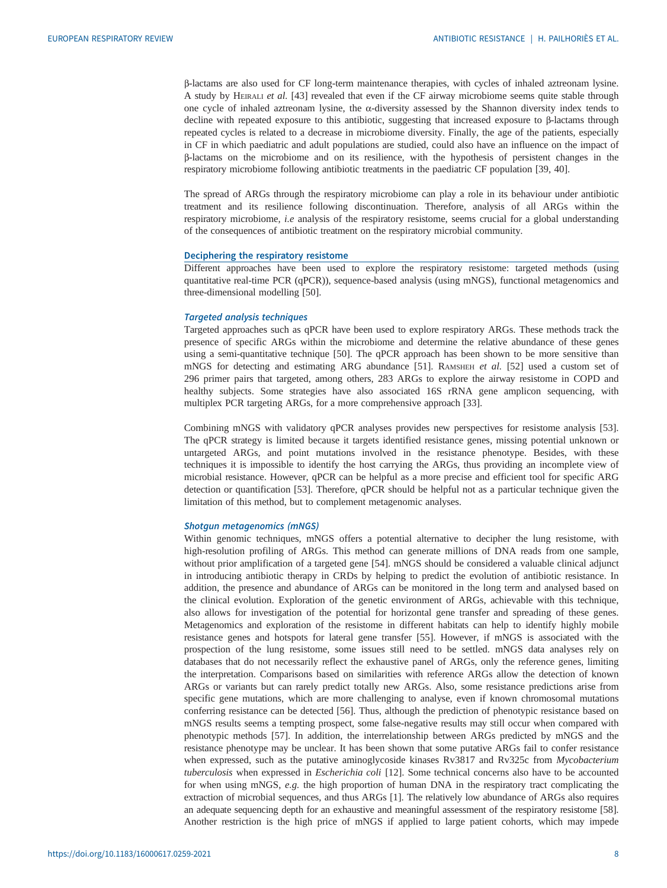β-lactams are also used for CF long-term maintenance therapies, with cycles of inhaled aztreonam lysine. A study by Heirali *et al.* [43] revealed that even if the CF airway microbiome seems quite stable through one cycle of inhaled aztreonam lysine, the α-diversity assessed by the Shannon diversity index tends to decline with repeated exposure to this antibiotic, suggesting that increased exposure to β-lactams through repeated cycles is related to a decrease in microbiome diversity. Finally, the age of the patients, especially in CF in which paediatric and adult populations are studied, could also have an influence on the impact of β-lactams on the microbiome and on its resilience, with the hypothesis of persistent changes in the respiratory microbiome following antibiotic treatments in the paediatric CF population [39, 40].

The spread of ARGs through the respiratory microbiome can play a role in its behaviour under antibiotic treatment and its resilience following discontinuation. Therefore, analysis of all ARGs within the respiratory microbiome, *i.e* analysis of the respiratory resistome, seems crucial for a global understanding of the consequences of antibiotic treatment on the respiratory microbial community.

## Deciphering the respiratory resistome

Different approaches have been used to explore the respiratory resistome: targeted methods (using quantitative real-time PCR (qPCR)), sequence-based analysis (using mNGS), functional metagenomics and three-dimensional modelling [50].

### *Targeted analysis techniques*

Targeted approaches such as qPCR have been used to explore respiratory ARGs. These methods track the presence of specific ARGs within the microbiome and determine the relative abundance of these genes using a semi-quantitative technique [50]. The qPCR approach has been shown to be more sensitive than mNGS for detecting and estimating ARG abundance [51]. Ramsheh *et al.* [52] used a custom set of 296 primer pairs that targeted, among others, 283 ARGs to explore the airway resistome in COPD and healthy subjects. Some strategies have also associated 16S rRNA gene amplicon sequencing, with multiplex PCR targeting ARGs, for a more comprehensive approach [33].

Combining mNGS with validatory qPCR analyses provides new perspectives for resistome analysis [53]. The qPCR strategy is limited because it targets identified resistance genes, missing potential unknown or untargeted ARGs, and point mutations involved in the resistance phenotype. Besides, with these techniques it is impossible to identify the host carrying the ARGs, thus providing an incomplete view of microbial resistance. However, qPCR can be helpful as a more precise and efficient tool for specific ARG detection or quantification [53]. Therefore, qPCR should be helpful not as a particular technique given the limitation of this method, but to complement metagenomic analyses.

### *Shotgun metagenomics (mNGS)*

Within genomic techniques, mNGS offers a potential alternative to decipher the lung resistome, with high-resolution profiling of ARGs. This method can generate millions of DNA reads from one sample, without prior amplification of a targeted gene [54]. mNGS should be considered a valuable clinical adjunct in introducing antibiotic therapy in CRDs by helping to predict the evolution of antibiotic resistance. In addition, the presence and abundance of ARGs can be monitored in the long term and analysed based on the clinical evolution. Exploration of the genetic environment of ARGs, achievable with this technique, also allows for investigation of the potential for horizontal gene transfer and spreading of these genes. Metagenomics and exploration of the resistome in different habitats can help to identify highly mobile resistance genes and hotspots for lateral gene transfer [55]. However, if mNGS is associated with the prospection of the lung resistome, some issues still need to be settled. mNGS data analyses rely on databases that do not necessarily reflect the exhaustive panel of ARGs, only the reference genes, limiting the interpretation. Comparisons based on similarities with reference ARGs allow the detection of known ARGs or variants but can rarely predict totally new ARGs. Also, some resistance predictions arise from specific gene mutations, which are more challenging to analyse, even if known chromosomal mutations conferring resistance can be detected [56]. Thus, although the prediction of phenotypic resistance based on mNGS results seems a tempting prospect, some false-negative results may still occur when compared with phenotypic methods [57]. In addition, the interrelationship between ARGs predicted by mNGS and the resistance phenotype may be unclear. It has been shown that some putative ARGs fail to confer resistance when expressed, such as the putative aminoglycoside kinases Rv3817 and Rv325c from *Mycobacterium tuberculosis* when expressed in *Escherichia coli* [12]. Some technical concerns also have to be accounted for when using mNGS, *e.g.* the high proportion of human DNA in the respiratory tract complicating the extraction of microbial sequences, and thus ARGs [1]. The relatively low abundance of ARGs also requires an adequate sequencing depth for an exhaustive and meaningful assessment of the respiratory resistome [58]. Another restriction is the high price of mNGS if applied to large patient cohorts, which may impede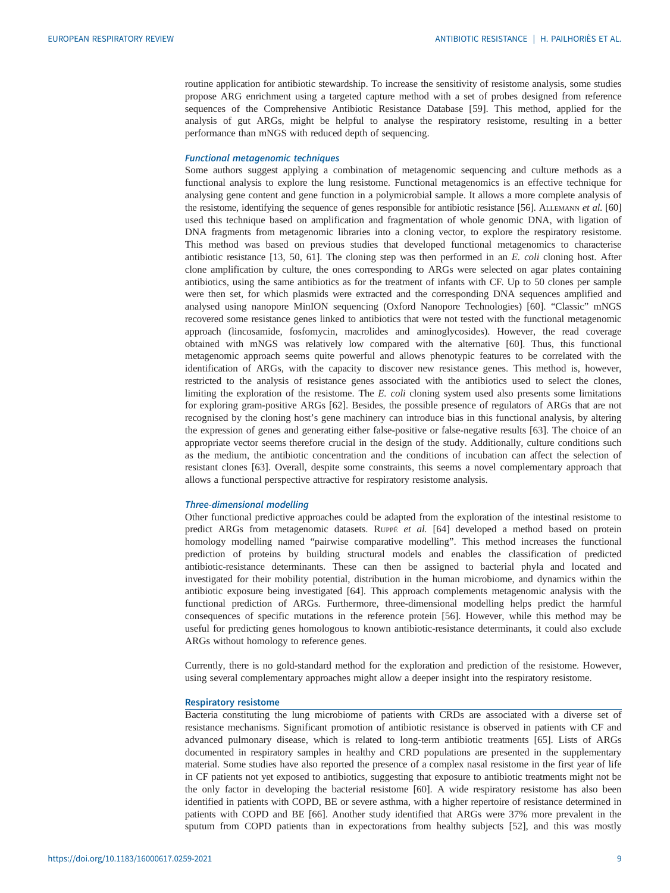routine application for antibiotic stewardship. To increase the sensitivity of resistome analysis, some studies propose ARG enrichment using a targeted capture method with a set of probes designed from reference sequences of the Comprehensive Antibiotic Resistance Database [59]. This method, applied for the analysis of gut ARGs, might be helpful to analyse the respiratory resistome, resulting in a better performance than mNGS with reduced depth of sequencing.

### *Functional metagenomic techniques*

Some authors suggest applying a combination of metagenomic sequencing and culture methods as a functional analysis to explore the lung resistome. Functional metagenomics is an effective technique for analysing gene content and gene function in a polymicrobial sample. It allows a more complete analysis of the resistome, identifying the sequence of genes responsible for antibiotic resistance [56]. Allemann *et al.* [60] used this technique based on amplification and fragmentation of whole genomic DNA, with ligation of DNA fragments from metagenomic libraries into a cloning vector, to explore the respiratory resistome. This method was based on previous studies that developed functional metagenomics to characterise antibiotic resistance [13, 50, 61]. The cloning step was then performed in an *E. coli* cloning host. After clone amplification by culture, the ones corresponding to ARGs were selected on agar plates containing antibiotics, using the same antibiotics as for the treatment of infants with CF. Up to 50 clones per sample were then set, for which plasmids were extracted and the corresponding DNA sequences amplified and analysed using nanopore MinION sequencing (Oxford Nanopore Technologies) [60]. "Classic" mNGS recovered some resistance genes linked to antibiotics that were not tested with the functional metagenomic approach (lincosamide, fosfomycin, macrolides and aminoglycosides). However, the read coverage obtained with mNGS was relatively low compared with the alternative [60]. Thus, this functional metagenomic approach seems quite powerful and allows phenotypic features to be correlated with the identification of ARGs, with the capacity to discover new resistance genes. This method is, however, restricted to the analysis of resistance genes associated with the antibiotics used to select the clones, limiting the exploration of the resistome. The *E. coli* cloning system used also presents some limitations for exploring gram-positive ARGs [62]. Besides, the possible presence of regulators of ARGs that are not recognised by the cloning host's gene machinery can introduce bias in this functional analysis, by altering the expression of genes and generating either false-positive or false-negative results [63]. The choice of an appropriate vector seems therefore crucial in the design of the study. Additionally, culture conditions such as the medium, the antibiotic concentration and the conditions of incubation can affect the selection of resistant clones [63]. Overall, despite some constraints, this seems a novel complementary approach that allows a functional perspective attractive for respiratory resistome analysis.

### *Three-dimensional modelling*

Other functional predictive approaches could be adapted from the exploration of the intestinal resistome to predict ARGs from metagenomic datasets. Ruppé *et al.* [64] developed a method based on protein homology modelling named "pairwise comparative modelling". This method increases the functional prediction of proteins by building structural models and enables the classification of predicted antibiotic-resistance determinants. These can then be assigned to bacterial phyla and located and investigated for their mobility potential, distribution in the human microbiome, and dynamics within the antibiotic exposure being investigated [64]. This approach complements metagenomic analysis with the functional prediction of ARGs. Furthermore, three-dimensional modelling helps predict the harmful consequences of specific mutations in the reference protein [56]. However, while this method may be useful for predicting genes homologous to known antibiotic-resistance determinants, it could also exclude ARGs without homology to reference genes.

Currently, there is no gold-standard method for the exploration and prediction of the resistome. However, using several complementary approaches might allow a deeper insight into the respiratory resistome.

## Respiratory resistome

Bacteria constituting the lung microbiome of patients with CRDs are associated with a diverse set of resistance mechanisms. Significant promotion of antibiotic resistance is observed in patients with CF and advanced pulmonary disease, which is related to long-term antibiotic treatments [65]. Lists of ARGs documented in respiratory samples in healthy and CRD populations are presented in the supplementary material. Some studies have also reported the presence of a complex nasal resistome in the first year of life in CF patients not yet exposed to antibiotics, suggesting that exposure to antibiotic treatments might not be the only factor in developing the bacterial resistome [60]. A wide respiratory resistome has also been identified in patients with COPD, BE or severe asthma, with a higher repertoire of resistance determined in patients with COPD and BE [66]. Another study identified that ARGs were 37% more prevalent in the sputum from COPD patients than in expectorations from healthy subjects [52], and this was mostly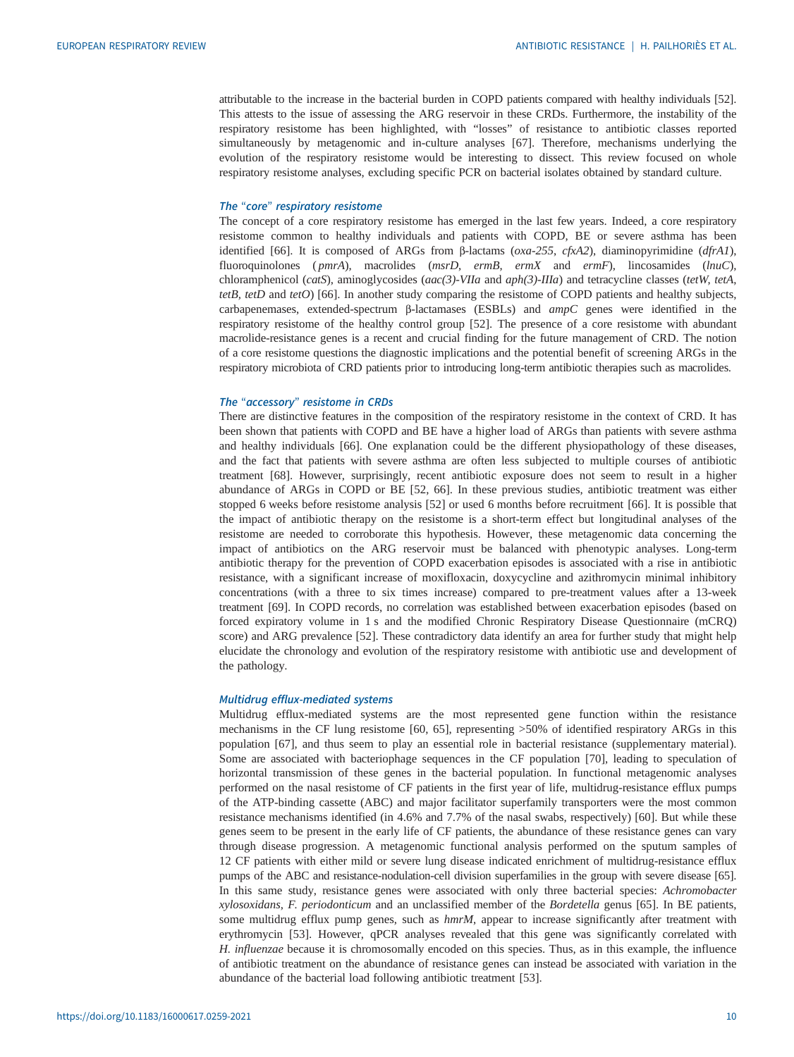attributable to the increase in the bacterial burden in COPD patients compared with healthy individuals [52]. This attests to the issue of assessing the ARG reservoir in these CRDs. Furthermore, the instability of the respiratory resistome has been highlighted, with "losses" of resistance to antibiotic classes reported simultaneously by metagenomic and in-culture analyses [67]. Therefore, mechanisms underlying the evolution of the respiratory resistome would be interesting to dissect. This review focused on whole respiratory resistome analyses, excluding specific PCR on bacterial isolates obtained by standard culture.

### The "core" respiratory resistome

The concept of a core respiratory resistome has emerged in the last few years. Indeed, a core respiratory resistome common to healthy individuals and patients with COPD, BE or severe asthma has been identified [66]. It is composed of ARGs from β-lactams (*oxa-255*, *cfxA2*), diaminopyrimidine (*dfrA1*), fluoroquinolones (*pmrA*), macrolides (*msrD*, *ermB*, *ermX* and *ermF*), lincosamides (*lnuC*), chloramphenicol (*catS*), aminoglycosides (*aac(3)-VIIa* and *aph(3)-IIIa*) and tetracycline classes (*tetW*, *tetA*, *tetB*, *tetD* and *tetO*) [66]. In another study comparing the resistome of COPD patients and healthy subjects, carbapenemases, extended-spectrum β-lactamases (ESBLs) and *ampC* genes were identified in the respiratory resistome of the healthy control group [52]. The presence of a core resistome with abundant macrolide-resistance genes is a recent and crucial finding for the future management of CRD. The notion of a core resistome questions the diagnostic implications and the potential benefit of screening ARGs in the respiratory microbiota of CRD patients prior to introducing long-term antibiotic therapies such as macrolides.

### The "accessory" resistome in CRDs

There are distinctive features in the composition of the respiratory resistome in the context of CRD. It has been shown that patients with COPD and BE have a higher load of ARGs than patients with severe asthma and healthy individuals [66]. One explanation could be the different physiopathology of these diseases, and the fact that patients with severe asthma are often less subjected to multiple courses of antibiotic treatment [68]. However, surprisingly, recent antibiotic exposure does not seem to result in a higher abundance of ARGs in COPD or BE [52, 66]. In these previous studies, antibiotic treatment was either stopped 6 weeks before resistome analysis [52] or used 6 months before recruitment [66]. It is possible that the impact of antibiotic therapy on the resistome is a short-term effect but longitudinal analyses of the resistome are needed to corroborate this hypothesis. However, these metagenomic data concerning the impact of antibiotics on the ARG reservoir must be balanced with phenotypic analyses. Long-term antibiotic therapy for the prevention of COPD exacerbation episodes is associated with a rise in antibiotic resistance, with a significant increase of moxifloxacin, doxycycline and azithromycin minimal inhibitory concentrations (with a three to six times increase) compared to pre-treatment values after a 13-week treatment [69]. In COPD records, no correlation was established between exacerbation episodes (based on forced expiratory volume in 1 s and the modified Chronic Respiratory Disease Questionnaire (mCRQ) score) and ARG prevalence [52]. These contradictory data identify an area for further study that might help elucidate the chronology and evolution of the respiratory resistome with antibiotic use and development of the pathology.

### Multidrug efflux-mediated systems

Multidrug efflux-mediated systems are the most represented gene function within the resistance mechanisms in the CF lung resistome [60, 65], representing >50% of identified respiratory ARGs in this population [67], and thus seem to play an essential role in bacterial resistance (supplementary material). Some are associated with bacteriophage sequences in the CF population [70], leading to speculation of horizontal transmission of these genes in the bacterial population. In functional metagenomic analyses performed on the nasal resistome of CF patients in the first year of life, multidrug-resistance efflux pumps of the ATP-binding cassette (ABC) and major facilitator superfamily transporters were the most common resistance mechanisms identified (in 4.6% and 7.7% of the nasal swabs, respectively) [60]. But while these genes seem to be present in the early life of CF patients, the abundance of these resistance genes can vary through disease progression. A metagenomic functional analysis performed on the sputum samples of 12 CF patients with either mild or severe lung disease indicated enrichment of multidrug-resistance efflux pumps of the ABC and resistance-nodulation-cell division superfamilies in the group with severe disease [65]. In this same study, resistance genes were associated with only three bacterial species: *Achromobacter xylosoxidans*, *F. periodonticum* and an unclassified member of the *Bordetella* genus [65]. In BE patients, some multidrug efflux pump genes, such as *hmrM*, appear to increase significantly after treatment with erythromycin [53]. However, qPCR analyses revealed that this gene was significantly correlated with *H. influenzae* because it is chromosomally encoded on this species. Thus, as in this example, the influence of antibiotic treatment on the abundance of resistance genes can instead be associated with variation in the abundance of the bacterial load following antibiotic treatment [53].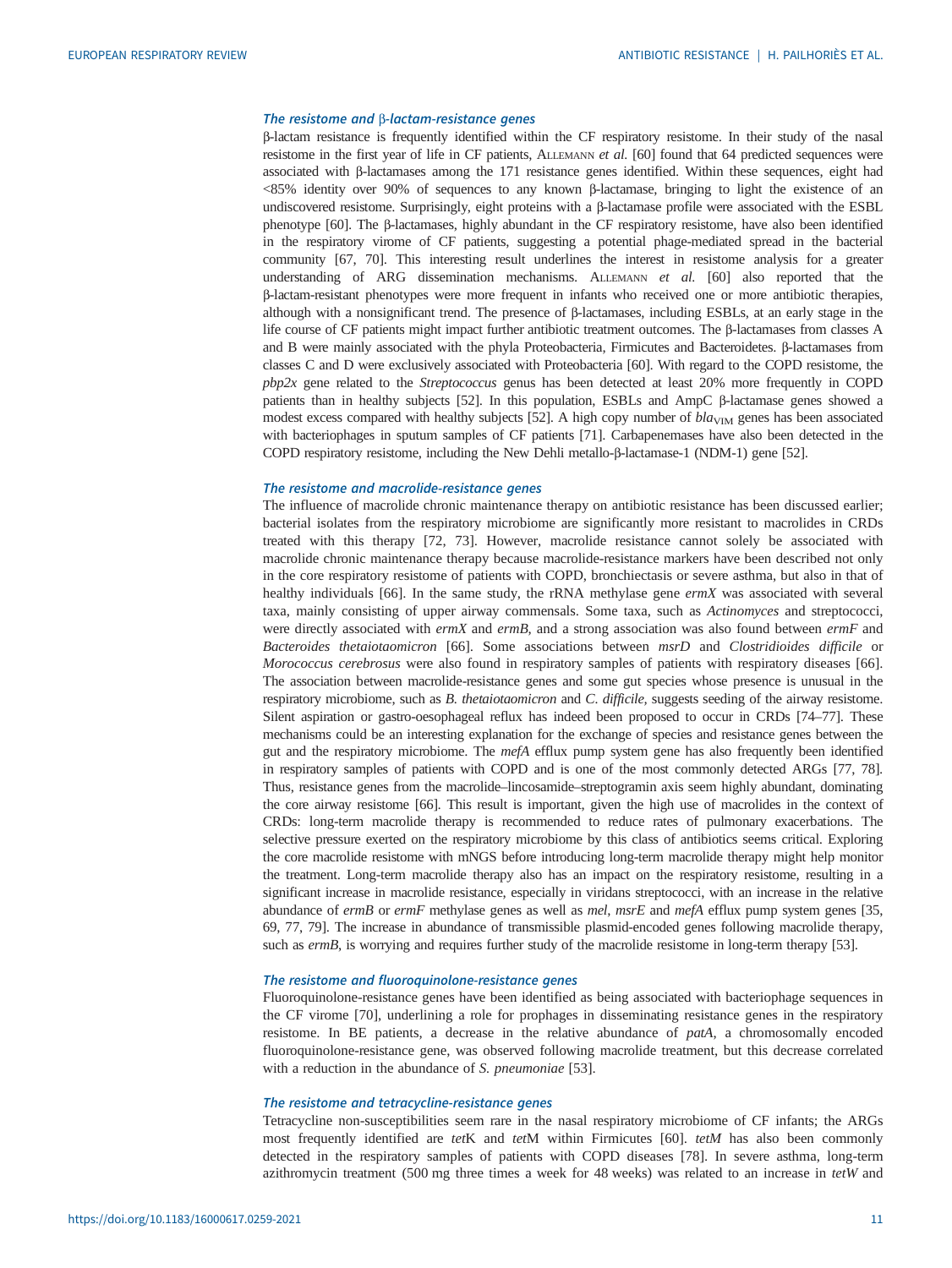### *The resistome and* β*-lactam-resistance genes*

β-lactam resistance is frequently identified within the CF respiratory resistome. In their study of the nasal resistome in the first year of life in CF patients, ALLEMANN *et al.* [60] found that 64 predicted sequences were associated with β-lactamases among the 171 resistance genes identified. Within these sequences, eight had <85% identity over 90% of sequences to any known β-lactamase, bringing to light the existence of an undiscovered resistome. Surprisingly, eight proteins with a β-lactamase profile were associated with the ESBL phenotype [60]. The β-lactamases, highly abundant in the CF respiratory resistome, have also been identified in the respiratory virome of CF patients, suggesting a potential phage-mediated spread in the bacterial community [67, 70]. This interesting result underlines the interest in resistome analysis for a greater understanding of ARG dissemination mechanisms. ALLEMANN *et al.* [60] also reported that the β-lactam-resistant phenotypes were more frequent in infants who received one or more antibiotic therapies, although with a nonsignificant trend. The presence of β-lactamases, including ESBLs, at an early stage in the life course of CF patients might impact further antibiotic treatment outcomes. The β-lactamases from classes A and B were mainly associated with the phyla Proteobacteria, Firmicutes and Bacteroidetes. β-lactamases from classes C and D were exclusively associated with Proteobacteria [60]. With regard to the COPD resistome, the *pbp2x* gene related to the *Streptococcus* genus has been detected at least 20% more frequently in COPD patients than in healthy subjects [52]. In this population, ESBLs and AmpC β-lactamase genes showed a modest excess compared with healthy subjects [52]. A high copy number of $bla_{VIM}$ genes has been associated with bacteriophages in sputum samples of CF patients [71]. Carbapenemases have also been detected in the COPD respiratory resistome, including the New Dehli metallo-β-lactamase-1 (NDM-1) gene [52].

### *The resistome and macrolide-resistance genes*

The influence of macrolide chronic maintenance therapy on antibiotic resistance has been discussed earlier; bacterial isolates from the respiratory microbiome are significantly more resistant to macrolides in CRDs treated with this therapy [72, 73]. However, macrolide resistance cannot solely be associated with macrolide chronic maintenance therapy because macrolide-resistance markers have been described not only in the core respiratory resistome of patients with COPD, bronchiectasis or severe asthma, but also in that of healthy individuals [66]. In the same study, the rRNA methylase gene *ermX* was associated with several taxa, mainly consisting of upper airway commensals. Some taxa, such as *Actinomyces* and streptococci, were directly associated with *ermX* and *ermB*, and a strong association was also found between *ermF* and *Bacteroides thetaiotaomicron* [66]. Some associations between *msrD* and *Clostridioides difficile* or *Morococcus cerebrosus* were also found in respiratory samples of patients with respiratory diseases [66]. The association between macrolide-resistance genes and some gut species whose presence is unusual in the respiratory microbiome, such as *B. thetaiotaomicron* and *C. difficile,* suggests seeding of the airway resistome. Silent aspiration or gastro-oesophageal reflux has indeed been proposed to occur in CRDs [74–77]. These mechanisms could be an interesting explanation for the exchange of species and resistance genes between the gut and the respiratory microbiome. The *mefA* efflux pump system gene has also frequently been identified in respiratory samples of patients with COPD and is one of the most commonly detected ARGs [77, 78]. Thus, resistance genes from the macrolide–lincosamide–streptogramin axis seem highly abundant, dominating the core airway resistome [66]. This result is important, given the high use of macrolides in the context of CRDs: long-term macrolide therapy is recommended to reduce rates of pulmonary exacerbations. The selective pressure exerted on the respiratory microbiome by this class of antibiotics seems critical. Exploring the core macrolide resistome with mNGS before introducing long-term macrolide therapy might help monitor the treatment. Long-term macrolide therapy also has an impact on the respiratory resistome, resulting in a significant increase in macrolide resistance, especially in viridans streptococci, with an increase in the relative abundance of *ermB* or *ermF* methylase genes as well as *mel*, *msrE* and *mefA* efflux pump system genes [35, 69, 77, 79]. The increase in abundance of transmissible plasmid-encoded genes following macrolide therapy, such as *ermB*, is worrying and requires further study of the macrolide resistome in long-term therapy [53].

### *The resistome and fluoroquinolone-resistance genes*

Fluoroquinolone-resistance genes have been identified as being associated with bacteriophage sequences in the CF virome [70], underlining a role for prophages in disseminating resistance genes in the respiratory resistome. In BE patients, a decrease in the relative abundance of *patA*, a chromosomally encoded fluoroquinolone-resistance gene, was observed following macrolide treatment, but this decrease correlated with a reduction in the abundance of *S. pneumoniae* [53].

### *The resistome and tetracycline-resistance genes*

Tetracycline non-susceptibilities seem rare in the nasal respiratory microbiome of CF infants; the ARGs most frequently identified are *tet*K and *tet*M within Firmicutes [60]. *tetM* has also been commonly detected in the respiratory samples of patients with COPD diseases [78]. In severe asthma, long-term azithromycin treatment (500 mg three times a week for 48 weeks) was related to an increase in *tetW* and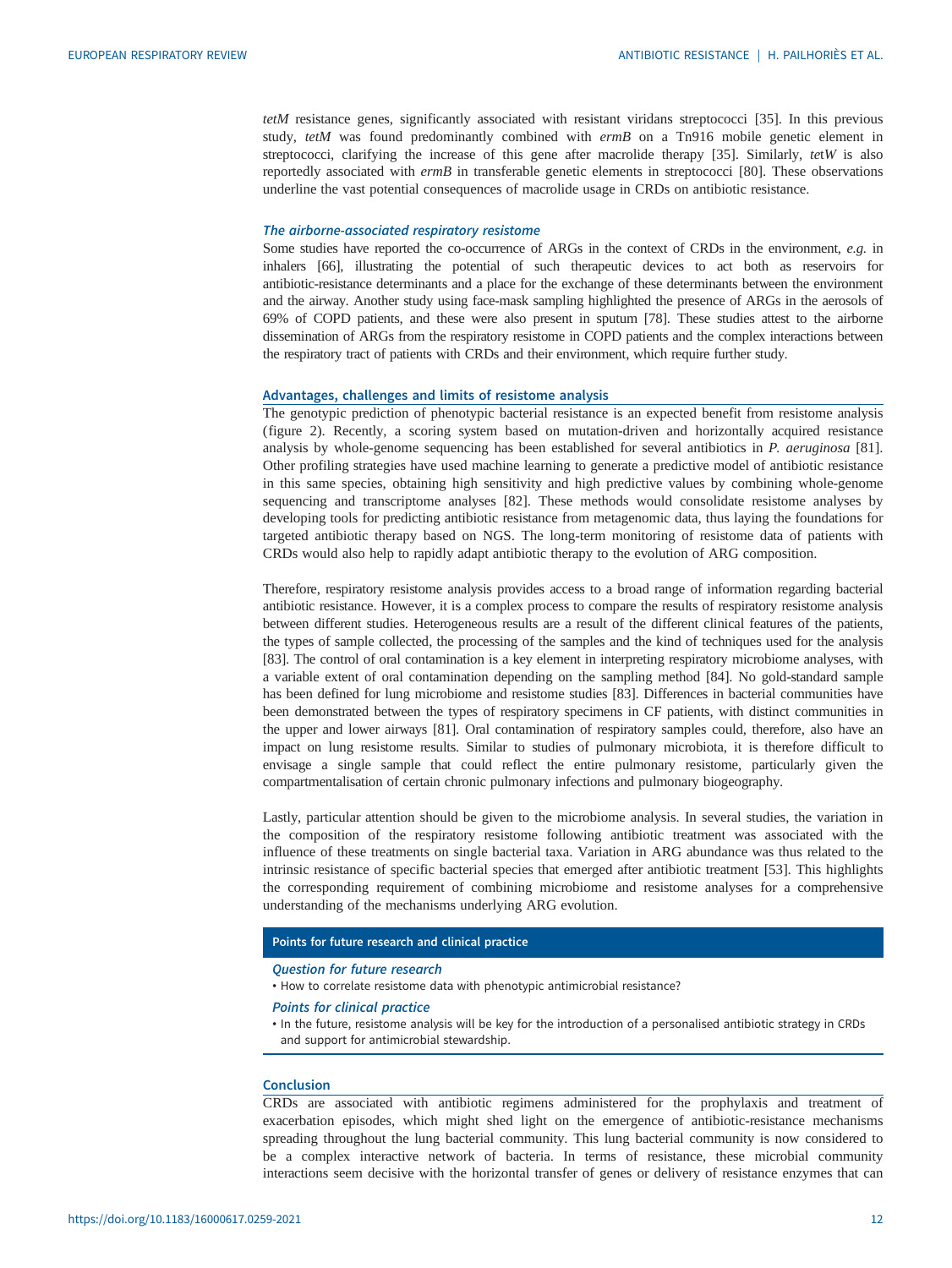*tetM* resistance genes, significantly associated with resistant viridans streptococci [35]. In this previous study, *tetM* was found predominantly combined with *ermB* on a Tn916 mobile genetic element in streptococci, clarifying the increase of this gene after macrolide therapy [35]. Similarly, *tetW* is also reportedly associated with *ermB* in transferable genetic elements in streptococci [80]. These observations underline the vast potential consequences of macrolide usage in CRDs on antibiotic resistance.

### *The airborne-associated respiratory resistome*

Some studies have reported the co-occurrence of ARGs in the context of CRDs in the environment, *e.g.* in inhalers [66], illustrating the potential of such therapeutic devices to act both as reservoirs for antibiotic-resistance determinants and a place for the exchange of these determinants between the environment and the airway. Another study using face-mask sampling highlighted the presence of ARGs in the aerosols of 69% of COPD patients, and these were also present in sputum [78]. These studies attest to the airborne dissemination of ARGs from the respiratory resistome in COPD patients and the complex interactions between the respiratory tract of patients with CRDs and their environment, which require further study.

## Advantages, challenges and limits of resistome analysis

The genotypic prediction of phenotypic bacterial resistance is an expected benefit from resistome analysis (figure 2). Recently, a scoring system based on mutation-driven and horizontally acquired resistance analysis by whole-genome sequencing has been established for several antibiotics in *P. aeruginosa* [81]. Other profiling strategies have used machine learning to generate a predictive model of antibiotic resistance in this same species, obtaining high sensitivity and high predictive values by combining whole-genome sequencing and transcriptome analyses [82]. These methods would consolidate resistome analyses by developing tools for predicting antibiotic resistance from metagenomic data, thus laying the foundations for targeted antibiotic therapy based on NGS. The long-term monitoring of resistome data of patients with CRDs would also help to rapidly adapt antibiotic therapy to the evolution of ARG composition.

Therefore, respiratory resistome analysis provides access to a broad range of information regarding bacterial antibiotic resistance. However, it is a complex process to compare the results of respiratory resistome analysis between different studies. Heterogeneous results are a result of the different clinical features of the patients, the types of sample collected, the processing of the samples and the kind of techniques used for the analysis [83]. The control of oral contamination is a key element in interpreting respiratory microbiome analyses, with a variable extent of oral contamination depending on the sampling method [84]. No gold-standard sample has been defined for lung microbiome and resistome studies [83]. Differences in bacterial communities have been demonstrated between the types of respiratory specimens in CF patients, with distinct communities in the upper and lower airways [81]. Oral contamination of respiratory samples could, therefore, also have an impact on lung resistome results. Similar to studies of pulmonary microbiota, it is therefore difficult to envisage a single sample that could reflect the entire pulmonary resistome, particularly given the compartmentalisation of certain chronic pulmonary infections and pulmonary biogeography.

Lastly, particular attention should be given to the microbiome analysis. In several studies, the variation in the composition of the respiratory resistome following antibiotic treatment was associated with the influence of these treatments on single bacterial taxa. Variation in ARG abundance was thus related to the intrinsic resistance of specific bacterial species that emerged after antibiotic treatment [53]. This highlights the corresponding requirement of combining microbiome and resistome analyses for a comprehensive understanding of the mechanisms underlying ARG evolution.

**Points for future research and clinical practice**

*Question for future research*

- How to correlate resistome data with phenotypic antimicrobial resistance?

*Points for clinical practice*

- In the future, resistome analysis will be key for the introduction of a personalised antibiotic strategy in CRDs and support for antimicrobial stewardship.

## Conclusion

CRDs are associated with antibiotic regimens administered for the prophylaxis and treatment of exacerbation episodes, which might shed light on the emergence of antibiotic-resistance mechanisms spreading throughout the lung bacterial community. This lung bacterial community is now considered to be a complex interactive network of bacteria. In terms of resistance, these microbial community interactions seem decisive with the horizontal transfer of genes or delivery of resistance enzymes that can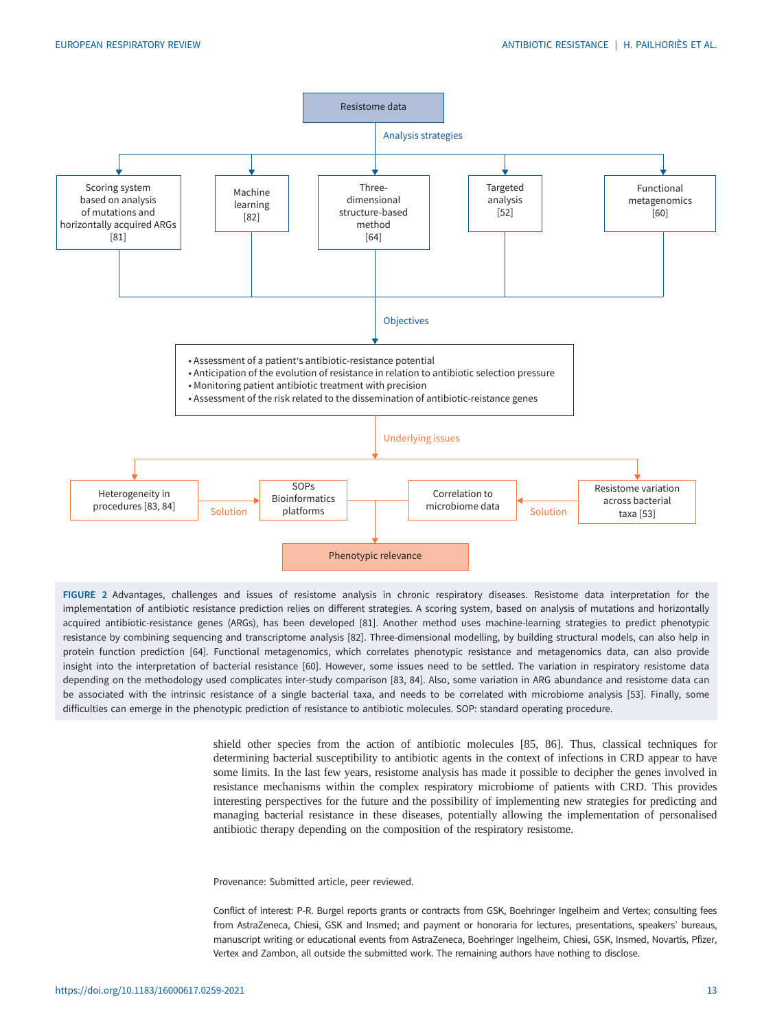Resistome data

Analysis strategies

- Scoring system based on analysis of mutations and horizontally acquired ARGs [81]
- Machine learning [82]
- Three-dimensional structure-based method [64]
- Targeted analysis [52]
- Functional metagenomics [60]

Objectives

- Assessment of a patient's antibiotic-resistance potential
- Anticipation of the evolution of resistance in relation to antibiotic selection pressure
- Monitoring patient antibiotic treatment with precision
- Assessment of the risk related to the dissemination of antibiotic-reistance genes

Underlying issues

- Heterogeneity in procedures [83, 84] → Solution → SOPs Bioinformatics platforms
- Resistome variation across bacterial taxa [53] → Solution → Correlation to microbiome data

Phenotypic relevance

**FIGURE 2** Advantages, challenges and issues of resistome analysis in chronic respiratory diseases. Resistome data interpretation for the implementation of antibiotic resistance prediction relies on different strategies. A scoring system, based on analysis of mutations and horizontally acquired antibiotic-resistance genes (ARGs), has been developed [81]. Another method uses machine-learning strategies to predict phenotypic resistance by combining sequencing and transcriptome analysis [82]. Three-dimensional modelling, by building structural models, can also help in protein function prediction [64]. Functional metagenomics, which correlates phenotypic resistance and metagenomics data, can also provide insight into the interpretation of bacterial resistance [60]. However, some issues need to be settled. The variation in respiratory resistome data depending on the methodology used complicates inter-study comparison [83, 84]. Also, some variation in ARG abundance and resistome data can be associated with the intrinsic resistance of a single bacterial taxa, and needs to be correlated with microbiome analysis [53]. Finally, some difficulties can emerge in the phenotypic prediction of resistance to antibiotic molecules. SOP: standard operating procedure.

shield other species from the action of antibiotic molecules [85, 86]. Thus, classical techniques for determining bacterial susceptibility to antibiotic agents in the context of infections in CRD appear to have some limits. In the last few years, resistome analysis has made it possible to decipher the genes involved in resistance mechanisms within the complex respiratory microbiome of patients with CRD. This provides interesting perspectives for the future and the possibility of implementing new strategies for predicting and managing bacterial resistance in these diseases, potentially allowing the implementation of personalised antibiotic therapy depending on the composition of the respiratory resistome.

Provenance: Submitted article, peer reviewed.

Conflict of interest: P-R. Burgel reports grants or contracts from GSK, Boehringer Ingelheim and Vertex; consulting fees from AstraZeneca, Chiesi, GSK and Insmed; and payment or honoraria for lectures, presentations, speakers' bureaus, manuscript writing or educational events from AstraZeneca, Boehringer Ingelheim, Chiesi, GSK, Insmed, Novartis, Pfizer, Vertex and Zambon, all outside the submitted work. The remaining authors have nothing to disclose.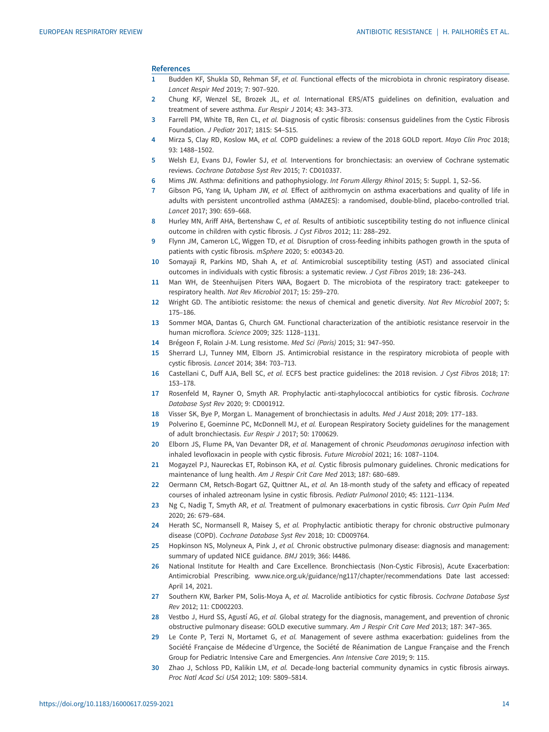## References

1. Budden KF, Shukla SD, Rehman SF, *et al.* Functional effects of the microbiota in chronic respiratory disease. *Lancet Respir Med* 2019; 7: 907–920.
2. Chung KF, Wenzel SE, Brozek JL, *et al.* International ERS/ATS guidelines on definition, evaluation and treatment of severe asthma. *Eur Respir J* 2014; 43: 343–373.
3. Farrell PM, White TB, Ren CL, *et al.* Diagnosis of cystic fibrosis: consensus guidelines from the Cystic Fibrosis Foundation. *J Pediatr* 2017; 181S: S4–S15.
4. Mirza S, Clay RD, Koslow MA, *et al.* COPD guidelines: a review of the 2018 GOLD report. *Mayo Clin Proc* 2018; 93: 1488–1502.
5. Welsh EJ, Evans DJ, Fowler SJ, *et al.* Interventions for bronchiectasis: an overview of Cochrane systematic reviews. *Cochrane Database Syst Rev* 2015; 7: CD010337.
6. Mims JW. Asthma: definitions and pathophysiology. *Int Forum Allergy Rhinol* 2015; 5: Suppl. 1, S2–S6.
7. Gibson PG, Yang IA, Upham JW, *et al.* Effect of azithromycin on asthma exacerbations and quality of life in adults with persistent uncontrolled asthma (AMAZES): a randomised, double-blind, placebo-controlled trial. *Lancet* 2017; 390: 659–668.
8. Hurley MN, Ariff AHA, Bertenshaw C, *et al.* Results of antibiotic susceptibility testing do not influence clinical outcome in children with cystic fibrosis. *J Cyst Fibros* 2012; 11: 288–292.
9. Flynn JM, Cameron LC, Wiggen TD, *et al.* Disruption of cross-feeding inhibits pathogen growth in the sputa of patients with cystic fibrosis. *mSphere* 2020; 5: e00343-20.
10. Somayaji R, Parkins MD, Shah A, *et al.* Antimicrobial susceptibility testing (AST) and associated clinical outcomes in individuals with cystic fibrosis: a systematic review. *J Cyst Fibros* 2019; 18: 236–243.
11. Man WH, de Steenhuijsen Piters WAA, Bogaert D. The microbiota of the respiratory tract: gatekeeper to respiratory health. *Nat Rev Microbiol* 2017; 15: 259–270.
12. Wright GD. The antibiotic resistome: the nexus of chemical and genetic diversity. *Nat Rev Microbiol* 2007; 5: 175–186.
13. Sommer MOA, Dantas G, Church GM. Functional characterization of the antibiotic resistance reservoir in the human microflora. *Science* 2009; 325: 1128–1131.
14. Brégeon F, Rolain J-M. Lung resistome. *Med Sci (Paris)* 2015; 31: 947–950.
15. Sherrard LJ, Tunney MM, Elborn JS. Antimicrobial resistance in the respiratory microbiota of people with cystic fibrosis. *Lancet* 2014; 384: 703–713.
16. Castellani C, Duff AJA, Bell SC, *et al.* ECFS best practice guidelines: the 2018 revision. *J Cyst Fibros* 2018; 17: 153–178.
17. Rosenfeld M, Rayner O, Smyth AR. Prophylactic anti-staphylococcal antibiotics for cystic fibrosis. *Cochrane Database Syst Rev* 2020; 9: CD001912.
18. Visser SK, Bye P, Morgan L. Management of bronchiectasis in adults. *Med J Aust* 2018; 209: 177–183.
19. Polverino E, Goeminne PC, McDonnell MJ, *et al.* European Respiratory Society guidelines for the management of adult bronchiectasis. *Eur Respir J* 2017; 50: 1700629.
20. Elborn JS, Flume PA, Van Devanter DR, *et al.* Management of chronic *Pseudomonas aeruginosa* infection with inhaled levofloxacin in people with cystic fibrosis. *Future Microbiol* 2021; 16: 1087–1104.
21. Mogayzel PJ, Naureckas ET, Robinson KA, *et al.* Cystic fibrosis pulmonary guidelines. Chronic medications for maintenance of lung health. *Am J Respir Crit Care Med* 2013; 187: 680–689.
22. Oermann CM, Retsch-Bogart GZ, Quittner AL, *et al.* An 18-month study of the safety and efficacy of repeated courses of inhaled aztreonam lysine in cystic fibrosis. *Pediatr Pulmonol* 2010; 45: 1121–1134.
23. Ng C, Nadig T, Smyth AR, *et al.* Treatment of pulmonary exacerbations in cystic fibrosis. *Curr Opin Pulm Med* 2020; 26: 679–684.
24. Herath SC, Normansell R, Maisey S, *et al.* Prophylactic antibiotic therapy for chronic obstructive pulmonary disease (COPD). *Cochrane Database Syst Rev* 2018; 10: CD009764.
25. Hopkinson NS, Molyneux A, Pink J, *et al.* Chronic obstructive pulmonary disease: diagnosis and management: summary of updated NICE guidance. *BMJ* 2019; 366: l4486.
26. National Institute for Health and Care Excellence. Bronchiectasis (Non-Cystic Fibrosis), Acute Exacerbation: Antimicrobial Prescribing. www.nice.org.uk/guidance/ng117/chapter/recommendations Date last accessed: April 14, 2021.
27. Southern KW, Barker PM, Solis-Moya A, *et al.* Macrolide antibiotics for cystic fibrosis. *Cochrane Database Syst Rev* 2012; 11: CD002203.
28. Vestbo J, Hurd SS, Agustí AG, *et al.* Global strategy for the diagnosis, management, and prevention of chronic obstructive pulmonary disease: GOLD executive summary. *Am J Respir Crit Care Med* 2013; 187: 347–365.
29. Le Conte P, Terzi N, Mortamet G, *et al.* Management of severe asthma exacerbation: guidelines from the Société Française de Médecine d'Urgence, the Société de Réanimation de Langue Française and the French Group for Pediatric Intensive Care and Emergencies. *Ann Intensive Care* 2019; 9: 115.
30. Zhao J, Schloss PD, Kalikin LM, *et al.* Decade-long bacterial community dynamics in cystic fibrosis airways. *Proc Natl Acad Sci USA* 2012; 109: 5809–5814.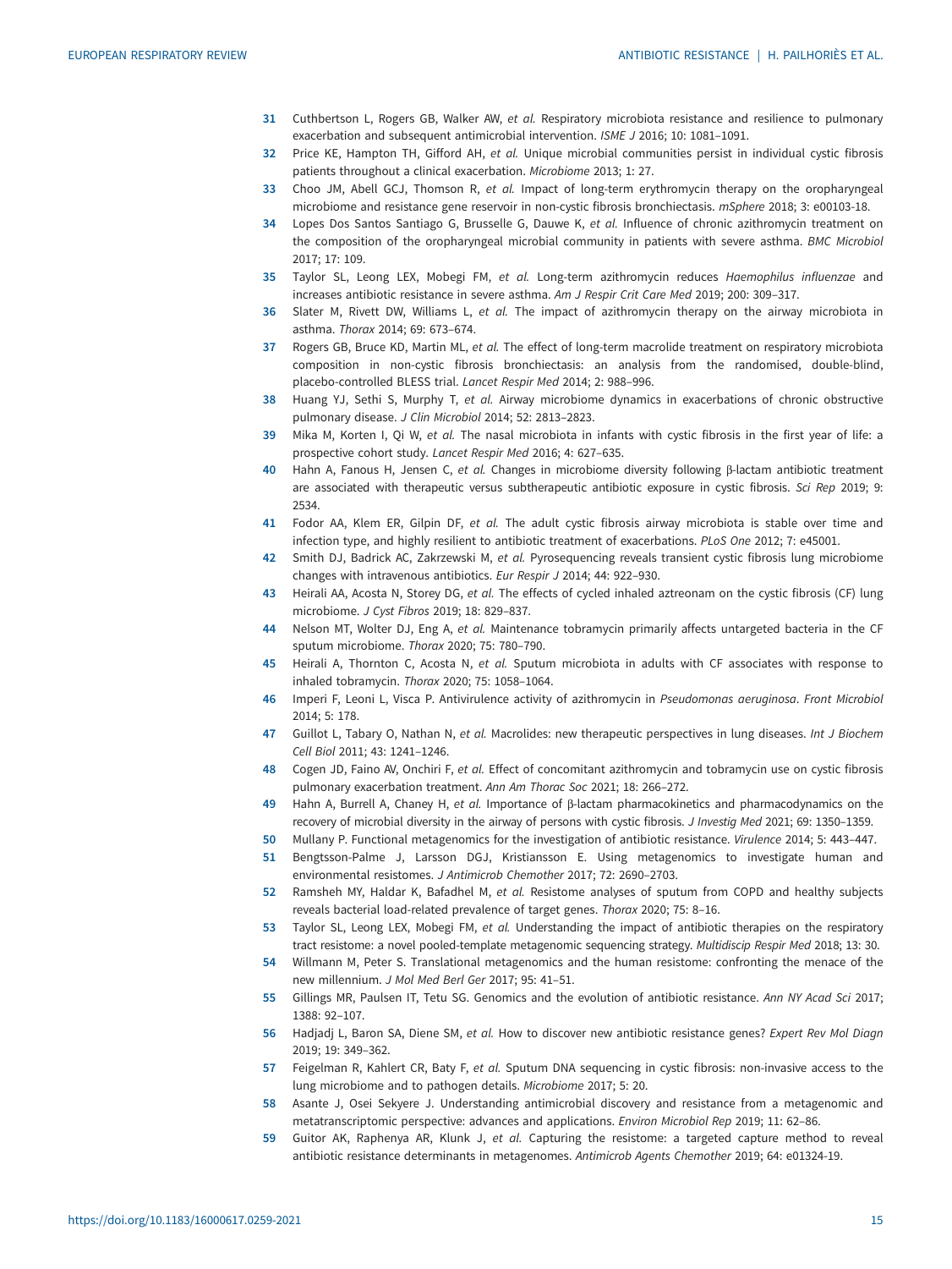31 Cuthbertson L, Rogers GB, Walker AW, *et al.* Respiratory microbiota resistance and resilience to pulmonary exacerbation and subsequent antimicrobial intervention. *ISME J* 2016; 10: 1081–1091.

32 Price KE, Hampton TH, Gifford AH, *et al.* Unique microbial communities persist in individual cystic fibrosis patients throughout a clinical exacerbation. *Microbiome* 2013; 1: 27.

33 Choo JM, Abell GCJ, Thomson R, *et al.* Impact of long-term erythromycin therapy on the oropharyngeal microbiome and resistance gene reservoir in non-cystic fibrosis bronchiectasis. *mSphere* 2018; 3: e00103-18.

34 Lopes Dos Santos Santiago G, Brusselle G, Dauwe K, *et al.* Influence of chronic azithromycin treatment on the composition of the oropharyngeal microbial community in patients with severe asthma. *BMC Microbiol* 2017; 17: 109.

35 Taylor SL, Leong LEX, Mobegi FM, *et al.* Long-term azithromycin reduces *Haemophilus influenzae* and increases antibiotic resistance in severe asthma. *Am J Respir Crit Care Med* 2019; 200: 309–317.

36 Slater M, Rivett DW, Williams L, *et al.* The impact of azithromycin therapy on the airway microbiota in asthma. *Thorax* 2014; 69: 673–674.

37 Rogers GB, Bruce KD, Martin ML, *et al.* The effect of long-term macrolide treatment on respiratory microbiota composition in non-cystic fibrosis bronchiectasis: an analysis from the randomised, double-blind, placebo-controlled BLESS trial. *Lancet Respir Med* 2014; 2: 988–996.

38 Huang YJ, Sethi S, Murphy T, *et al.* Airway microbiome dynamics in exacerbations of chronic obstructive pulmonary disease. *J Clin Microbiol* 2014; 52: 2813–2823.

39 Mika M, Korten I, Qi W, *et al.* The nasal microbiota in infants with cystic fibrosis in the first year of life: a prospective cohort study. *Lancet Respir Med* 2016; 4: 627–635.

40 Hahn A, Fanous H, Jensen C, *et al.* Changes in microbiome diversity following β-lactam antibiotic treatment are associated with therapeutic versus subtherapeutic antibiotic exposure in cystic fibrosis. *Sci Rep* 2019; 9: 2534.

41 Fodor AA, Klem ER, Gilpin DF, *et al.* The adult cystic fibrosis airway microbiota is stable over time and infection type, and highly resilient to antibiotic treatment of exacerbations. *PLoS One* 2012; 7: e45001.

42 Smith DJ, Badrick AC, Zakrzewski M, *et al.* Pyrosequencing reveals transient cystic fibrosis lung microbiome changes with intravenous antibiotics. *Eur Respir J* 2014; 44: 922–930.

43 Heirali AA, Acosta N, Storey DG, *et al.* The effects of cycled inhaled aztreonam on the cystic fibrosis (CF) lung microbiome. *J Cyst Fibros* 2019; 18: 829–837.

44 Nelson MT, Wolter DJ, Eng A, *et al.* Maintenance tobramycin primarily affects untargeted bacteria in the CF sputum microbiome. *Thorax* 2020; 75: 780–790.

45 Heirali A, Thornton C, Acosta N, *et al.* Sputum microbiota in adults with CF associates with response to inhaled tobramycin. *Thorax* 2020; 75: 1058–1064.

46 Imperi F, Leoni L, Visca P. Antivirulence activity of azithromycin in *Pseudomonas aeruginosa*. *Front Microbiol* 2014; 5: 178.

47 Guillot L, Tabary O, Nathan N, *et al.* Macrolides: new therapeutic perspectives in lung diseases. *Int J Biochem Cell Biol* 2011; 43: 1241–1246.

48 Cogen JD, Faino AV, Onchiri F, *et al.* Effect of concomitant azithromycin and tobramycin use on cystic fibrosis pulmonary exacerbation treatment. *Ann Am Thorac Soc* 2021; 18: 266–272.

49 Hahn A, Burrell A, Chaney H, *et al.* Importance of β-lactam pharmacokinetics and pharmacodynamics on the recovery of microbial diversity in the airway of persons with cystic fibrosis. *J Investig Med* 2021; 69: 1350–1359.

50 Mullany P. Functional metagenomics for the investigation of antibiotic resistance. *Virulence* 2014; 5: 443–447.

51 Bengtsson-Palme J, Larsson DGJ, Kristiansson E. Using metagenomics to investigate human and environmental resistomes. *J Antimicrob Chemother* 2017; 72: 2690–2703.

52 Ramsheh MY, Haldar K, Bafadhel M, *et al.* Resistome analyses of sputum from COPD and healthy subjects reveals bacterial load-related prevalence of target genes. *Thorax* 2020; 75: 8–16.

53 Taylor SL, Leong LEX, Mobegi FM, *et al.* Understanding the impact of antibiotic therapies on the respiratory tract resistome: a novel pooled-template metagenomic sequencing strategy. *Multidiscip Respir Med* 2018; 13: 30.

54 Willmann M, Peter S. Translational metagenomics and the human resistome: confronting the menace of the new millennium. *J Mol Med Berl Ger* 2017; 95: 41–51.

55 Gillings MR, Paulsen IT, Tetu SG. Genomics and the evolution of antibiotic resistance. *Ann NY Acad Sci* 2017; 1388: 92–107.

56 Hadjadj L, Baron SA, Diene SM, *et al.* How to discover new antibiotic resistance genes? *Expert Rev Mol Diagn* 2019; 19: 349–362.

57 Feigelman R, Kahlert CR, Baty F, *et al.* Sputum DNA sequencing in cystic fibrosis: non-invasive access to the lung microbiome and to pathogen details. *Microbiome* 2017; 5: 20.

58 Asante J, Osei Sekyere J. Understanding antimicrobial discovery and resistance from a metagenomic and metatranscriptomic perspective: advances and applications. *Environ Microbiol Rep* 2019; 11: 62–86.

59 Guitor AK, Raphenya AR, Klunk J, *et al.* Capturing the resistome: a targeted capture method to reveal antibiotic resistance determinants in metagenomes. *Antimicrob Agents Chemother* 2019; 64: e01324-19.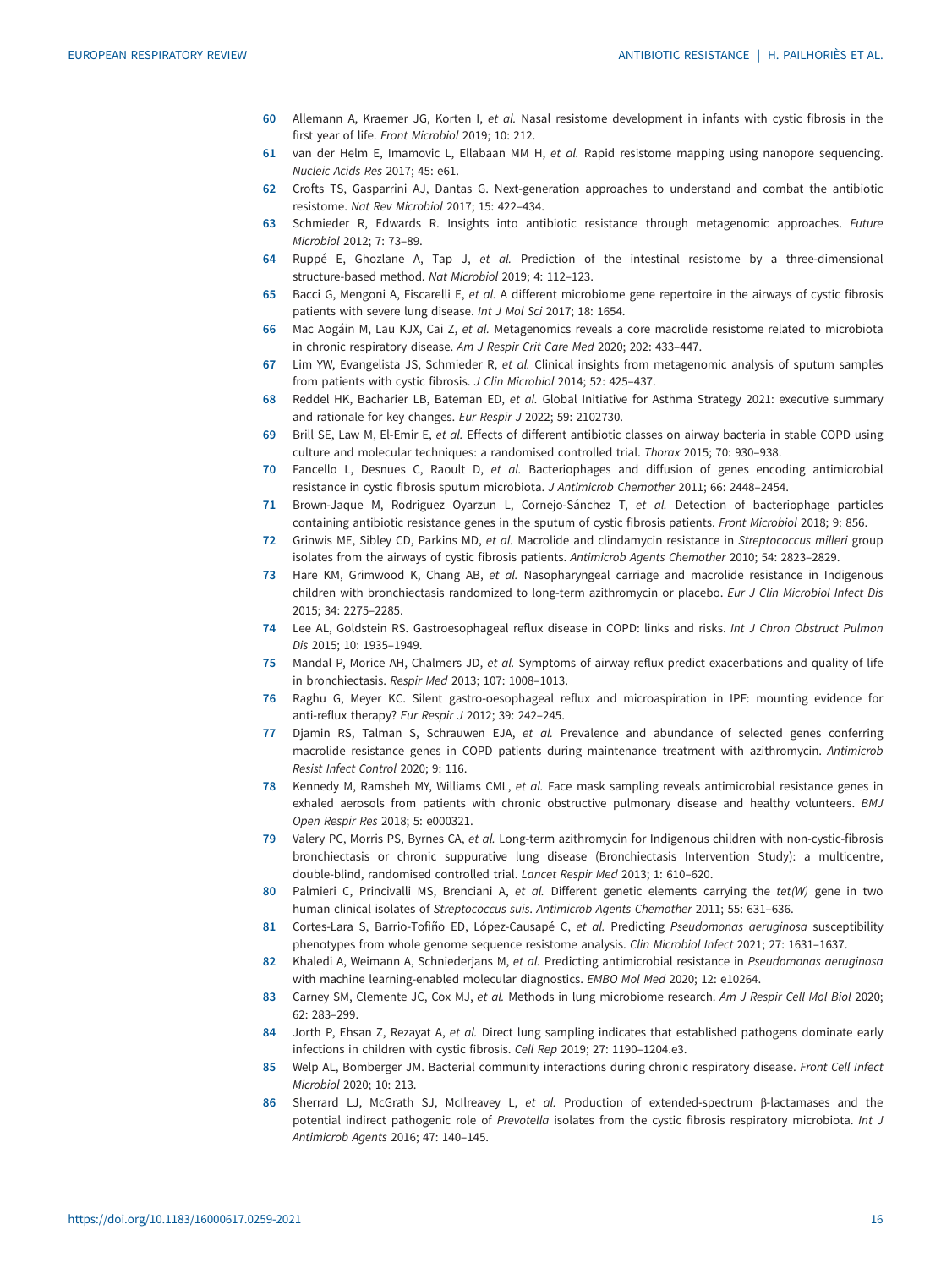60 Allemann A, Kraemer JG, Korten I, *et al.* Nasal resistome development in infants with cystic fibrosis in the first year of life. *Front Microbiol* 2019; 10: 212.

61 van der Helm E, Imamovic L, Ellabaan MM H, *et al.* Rapid resistome mapping using nanopore sequencing. *Nucleic Acids Res* 2017; 45: e61.

62 Crofts TS, Gasparrini AJ, Dantas G. Next-generation approaches to understand and combat the antibiotic resistome. *Nat Rev Microbiol* 2017; 15: 422–434.

63 Schmieder R, Edwards R. Insights into antibiotic resistance through metagenomic approaches. *Future Microbiol* 2012; 7: 73–89.

64 Ruppé E, Ghozlane A, Tap J, *et al.* Prediction of the intestinal resistome by a three-dimensional structure-based method. *Nat Microbiol* 2019; 4: 112–123.

65 Bacci G, Mengoni A, Fiscarelli E, *et al.* A different microbiome gene repertoire in the airways of cystic fibrosis patients with severe lung disease. *Int J Mol Sci* 2017; 18: 1654.

66 Mac Aogáin M, Lau KJX, Cai Z, *et al.* Metagenomics reveals a core macrolide resistome related to microbiota in chronic respiratory disease. *Am J Respir Crit Care Med* 2020; 202: 433–447.

67 Lim YW, Evangelista JS, Schmieder R, *et al.* Clinical insights from metagenomic analysis of sputum samples from patients with cystic fibrosis. *J Clin Microbiol* 2014; 52: 425–437.

68 Reddel HK, Bacharier LB, Bateman ED, *et al.* Global Initiative for Asthma Strategy 2021: executive summary and rationale for key changes. *Eur Respir J* 2022; 59: 2102730.

69 Brill SE, Law M, El-Emir E, *et al.* Effects of different antibiotic classes on airway bacteria in stable COPD using culture and molecular techniques: a randomised controlled trial. *Thorax* 2015; 70: 930–938.

70 Fancello L, Desnues C, Raoult D, *et al.* Bacteriophages and diffusion of genes encoding antimicrobial resistance in cystic fibrosis sputum microbiota. *J Antimicrob Chemother* 2011; 66: 2448–2454.

71 Brown-Jaque M, Rodriguez Oyarzun L, Cornejo-Sánchez T, *et al.* Detection of bacteriophage particles containing antibiotic resistance genes in the sputum of cystic fibrosis patients. *Front Microbiol* 2018; 9: 856.

72 Grinwis ME, Sibley CD, Parkins MD, *et al.* Macrolide and clindamycin resistance in *Streptococcus milleri* group isolates from the airways of cystic fibrosis patients. *Antimicrob Agents Chemother* 2010; 54: 2823–2829.

73 Hare KM, Grimwood K, Chang AB, *et al.* Nasopharyngeal carriage and macrolide resistance in Indigenous children with bronchiectasis randomized to long-term azithromycin or placebo. *Eur J Clin Microbiol Infect Dis* 2015; 34: 2275–2285.

74 Lee AL, Goldstein RS. Gastroesophageal reflux disease in COPD: links and risks. *Int J Chron Obstruct Pulmon Dis* 2015; 10: 1935–1949.

75 Mandal P, Morice AH, Chalmers JD, *et al.* Symptoms of airway reflux predict exacerbations and quality of life in bronchiectasis. *Respir Med* 2013; 107: 1008–1013.

76 Raghu G, Meyer KC. Silent gastro-oesophageal reflux and microaspiration in IPF: mounting evidence for anti-reflux therapy? *Eur Respir J* 2012; 39: 242–245.

77 Djamin RS, Talman S, Schrauwen EJA, *et al.* Prevalence and abundance of selected genes conferring macrolide resistance genes in COPD patients during maintenance treatment with azithromycin. *Antimicrob Resist Infect Control* 2020; 9: 116.

78 Kennedy M, Ramsheh MY, Williams CML, *et al.* Face mask sampling reveals antimicrobial resistance genes in exhaled aerosols from patients with chronic obstructive pulmonary disease and healthy volunteers. *BMJ Open Respir Res* 2018; 5: e000321.

79 Valery PC, Morris PS, Byrnes CA, *et al.* Long-term azithromycin for Indigenous children with non-cystic-fibrosis bronchiectasis or chronic suppurative lung disease (Bronchiectasis Intervention Study): a multicentre, double-blind, randomised controlled trial. *Lancet Respir Med* 2013; 1: 610–620.

80 Palmieri C, Princivalli MS, Brenciani A, *et al.* Different genetic elements carrying the *tet(W)* gene in two human clinical isolates of *Streptococcus suis*. *Antimicrob Agents Chemother* 2011; 55: 631–636.

81 Cortes-Lara S, Barrio-Tofiño ED, López-Causapé C, *et al.* Predicting *Pseudomonas aeruginosa* susceptibility phenotypes from whole genome sequence resistome analysis. *Clin Microbiol Infect* 2021; 27: 1631–1637.

82 Khaledi A, Weimann A, Schniederjans M, *et al.* Predicting antimicrobial resistance in *Pseudomonas aeruginosa* with machine learning-enabled molecular diagnostics. *EMBO Mol Med* 2020; 12: e10264.

83 Carney SM, Clemente JC, Cox MJ, *et al.* Methods in lung microbiome research. *Am J Respir Cell Mol Biol* 2020; 62: 283–299.

84 Jorth P, Ehsan Z, Rezayat A, *et al.* Direct lung sampling indicates that established pathogens dominate early infections in children with cystic fibrosis. *Cell Rep* 2019; 27: 1190–1204.e3.

85 Welp AL, Bomberger JM. Bacterial community interactions during chronic respiratory disease. *Front Cell Infect Microbiol* 2020; 10: 213.

86 Sherrard LJ, McGrath SJ, McIlreavey L, *et al.* Production of extended-spectrum β-lactamases and the potential indirect pathogenic role of *Prevotella* isolates from the cystic fibrosis respiratory microbiota. *Int J Antimicrob Agents* 2016; 47: 140–145.